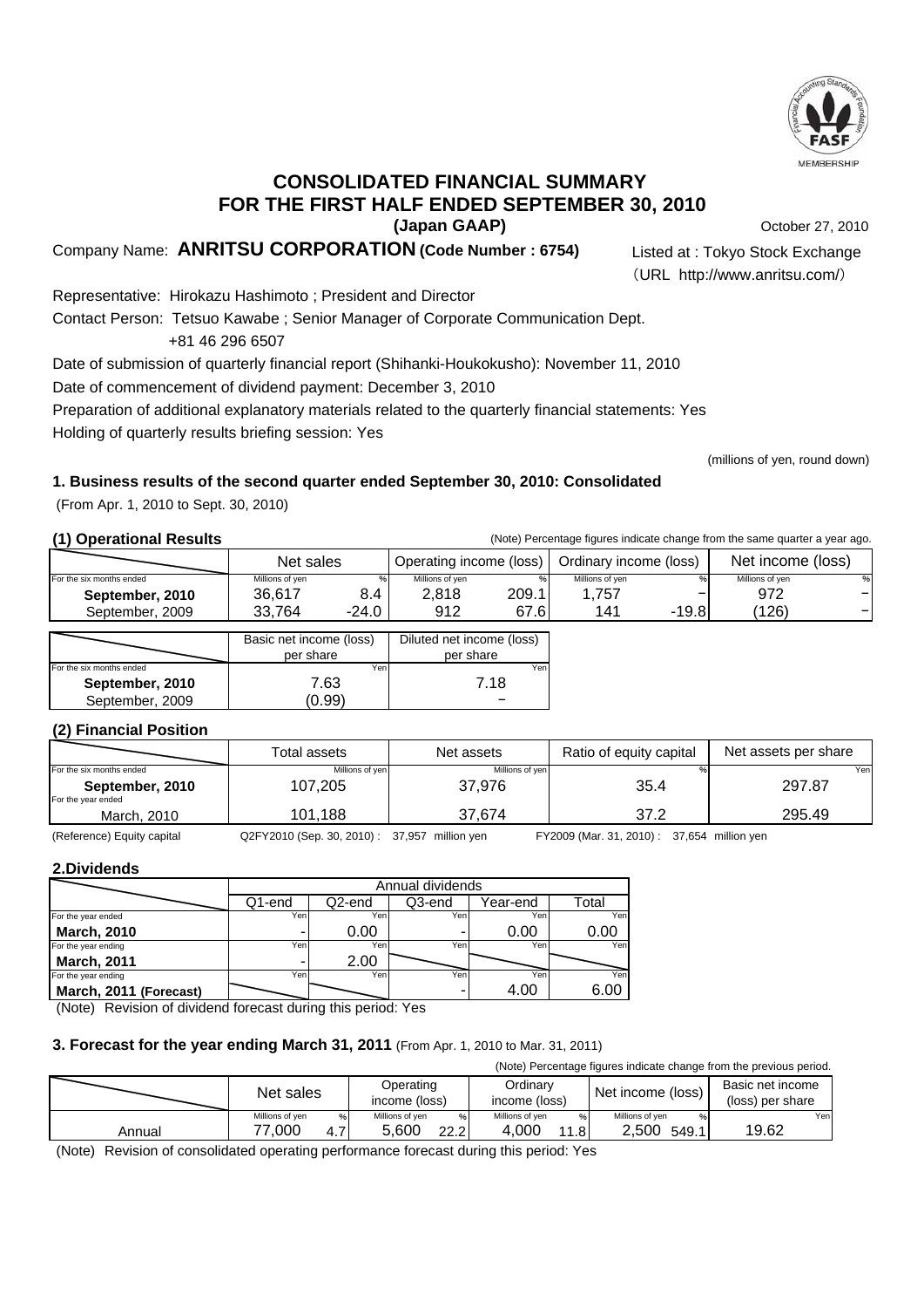# CONSOLIDATED FINANCIAL SUMMARY FOR THE FIRST HALF ENDED SEPTEMBER 30, 2010

**(Japan GAAP)**

October 27, 2010

Company Name: **ANRITSU CORPORATION (Code Number : 6754)**

Listed at : Tokyo Stock Exchange

（URL http://www.anritsu.com/）

Representative: Hirokazu Hashimoto ; President and Director

Contact Person: Tetsuo Kawabe ; Senior Manager of Corporate Communication Dept.

+81 46 296 6507

Date of submission of quarterly financial report (Shihanki-Houkokusho): November 11, 2010

Date of commencement of dividend payment: December 3, 2010

Preparation of additional explanatory materials related to the quarterly financial statements: Yes

Holding of quarterly results briefing session: Yes

(millions of yen, round down)

### 1. Business results of the second quarter ended September 30, 2010: Consolidated

(From Apr. 1, 2010 to Sept. 30, 2010)

**(1) Operational Results**

(Note) Percentage figures indicate change from the same quarter a year ago.

| | Net sales | | Operating income (loss) | | Ordinary income (loss) | | Net income (loss) | |
|---|---|---|---|---|---|---|---|---|
| For the six months ended | Millions of yen | % | Millions of yen | % | Millions of yen | % | Millions of yen | % |
| **September, 2010** | 36,617 | 8.4 | 2,818 | 209.1 | 1,757 | − | 972 | − |
| September, 2009 | 33,764 | -24.0 | 912 | 67.6 | 141 | -19.8 | (126) | − |

| | Basic net income (loss) per share | Diluted net income (loss) per share |
|---|---|---|
| For the six months ended | Yen | Yen |
| **September, 2010** | 7.63 | 7.18 |
| September, 2009 | (0.99) | − |

**(2) Financial Position**

| | Total assets | Net assets | Ratio of equity capital | Net assets per share |
|---|---|---|---|---|
| For the six months ended | Millions of yen | Millions of yen | % | Yen |
| **September, 2010** | 107,205 | 37,976 | 35.4 | 297.87 |
| For the year ended March, 2010 | 101,188 | 37,674 | 37.2 | 295.49 |

(Reference) Equity capital　Q2FY2010 (Sep. 30, 2010) : 37,957 million yen　FY2009 (Mar. 31, 2010) : 37,654 million yen

### 2.Dividends

| | Annual dividends | | | | |
|---|---|---|---|---|---|
| | Q1-end | Q2-end | Q3-end | Year-end | Total |
| For the year ended **March, 2010** | Yen - | Yen 0.00 | Yen - | Yen 0.00 | Yen 0.00 |
| For the year ending **March, 2011** | Yen - | Yen 2.00 | | | |
| For the year ending **March, 2011 (Forecast)** | | | Yen - | Yen 4.00 | Yen 6.00 |

(Note) Revision of dividend forecast during this period: Yes

### 3. Forecast for the year ending March 31, 2011 (From Apr. 1, 2010 to Mar. 31, 2011)

(Note) Percentage figures indicate change from the previous period.

| | Net sales | | Operating income (loss) | | Ordinary income (loss) | | Net income (loss) | | Basic net income (loss) per share |
|---|---|---|---|---|---|---|---|---|---|
| | Millions of yen | % | Millions of yen | % | Millions of yen | % | Millions of yen | % | Yen |
| Annual | 77,000 | 4.7 | 5,600 | 22.2 | 4,000 | 11.8 | 2,500 | 549.1 | 19.62 |

(Note) Revision of consolidated operating performance forecast during this period: Yes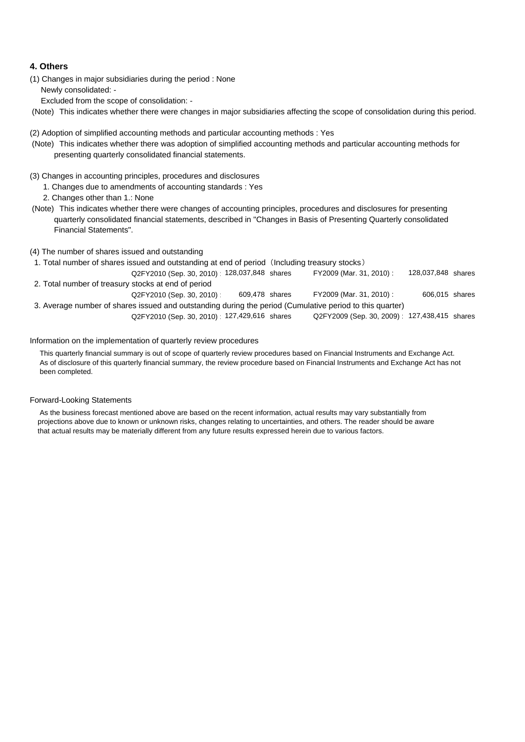## 4. Others

(1) Changes in major subsidiaries during the period : None

Newly consolidated: -

Excluded from the scope of consolidation: -

(Note) This indicates whether there were changes in major subsidiaries affecting the scope of consolidation during this period.

(2) Adoption of simplified accounting methods and particular accounting methods : Yes

(Note) This indicates whether there was adoption of simplified accounting methods and particular accounting methods for presenting quarterly consolidated financial statements.

(3) Changes in accounting principles, procedures and disclosures

1. Changes due to amendments of accounting standards : Yes
2. Changes other than 1.: None

(Note) This indicates whether there were changes of accounting principles, procedures and disclosures for presenting quarterly consolidated financial statements, described in "Changes in Basis of Presenting Quarterly consolidated Financial Statements".

(4) The number of shares issued and outstanding

1. Total number of shares issued and outstanding at end of period（Including treasury stocks）

| | | | |
|---|---|---|---|
| Q2FY2010 (Sep. 30, 2010)： | 128,037,848 shares | FY2009 (Mar. 31, 2010)： | 128,037,848 shares |

2. Total number of treasury stocks at end of period

| | | | |
|---|---|---|---|
| Q2FY2010 (Sep. 30, 2010)： | 609,478 shares | FY2009 (Mar. 31, 2010)： | 606,015 shares |

3. Average number of shares issued and outstanding during the period (Cumulative period to this quarter)

| | | | |
|---|---|---|---|
| Q2FY2010 (Sep. 30, 2010)： | 127,429,616 shares | Q2FY2009 (Sep. 30, 2009)： | 127,438,415 shares |

Information on the implementation of quarterly review procedures

This quarterly financial summary is out of scope of quarterly review procedures based on Financial Instruments and Exchange Act. As of disclosure of this quarterly financial summary, the review procedure based on Financial Instruments and Exchange Act has not been completed.

Forward-Looking Statements

As the business forecast mentioned above are based on the recent information, actual results may vary substantially from projections above due to known or unknown risks, changes relating to uncertainties, and others. The reader should be aware that actual results may be materially different from any future results expressed herein due to various factors.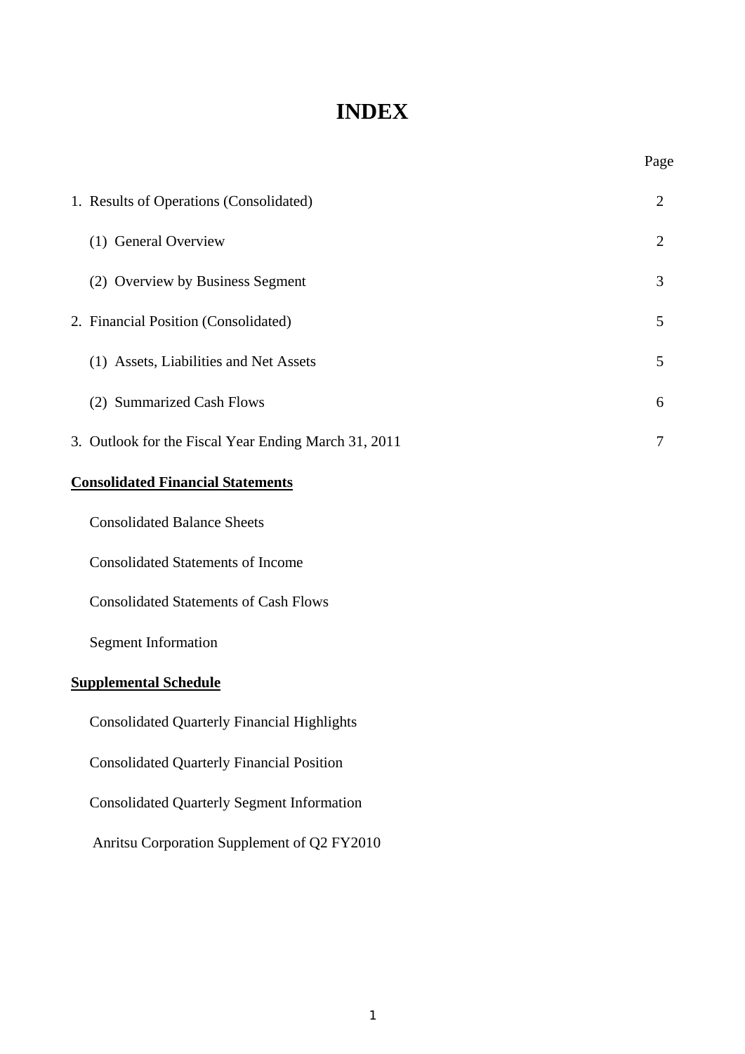# INDEX

| | Page |
|---|---|
| 1. Results of Operations (Consolidated) | 2 |
| (1) General Overview | 2 |
| (2) Overview by Business Segment | 3 |
| 2. Financial Position (Consolidated) | 5 |
| (1) Assets, Liabilities and Net Assets | 5 |
| (2) Summarized Cash Flows | 6 |
| 3. Outlook for the Fiscal Year Ending March 31, 2011 | 7 |

**Consolidated Financial Statements**

Consolidated Balance Sheets

Consolidated Statements of Income

Consolidated Statements of Cash Flows

Segment Information

**Supplemental Schedule**

Consolidated Quarterly Financial Highlights

Consolidated Quarterly Financial Position

Consolidated Quarterly Segment Information

Anritsu Corporation Supplement of Q2 FY2010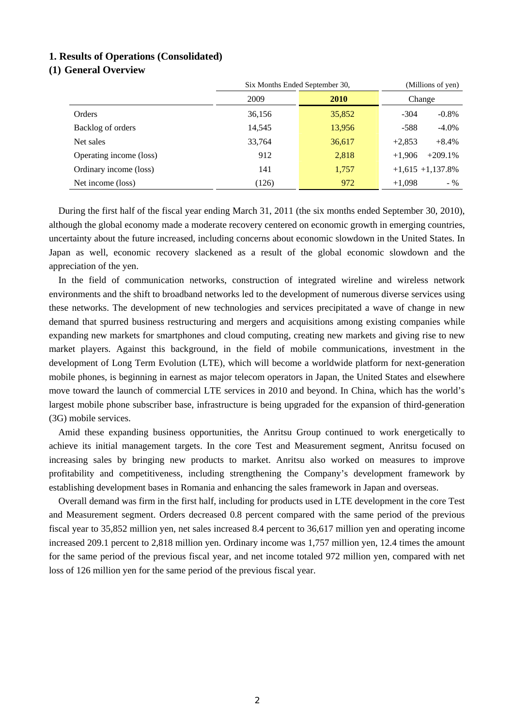## 1. Results of Operations (Consolidated)

### (1) General Overview

| | Six Months Ended September 30, | | (Millions of yen) | |
|---|---|---|---|---|
| | 2009 | **2010** | Change | |
| Orders | 36,156 | 35,852 | -304 | -0.8% |
| Backlog of orders | 14,545 | 13,956 | -588 | -4.0% |
| Net sales | 33,764 | 36,617 | +2,853 | +8.4% |
| Operating income (loss) | 912 | 2,818 | +1,906 | +209.1% |
| Ordinary income (loss) | 141 | 1,757 | +1,615 | +1,137.8% |
| Net income (loss) | (126) | 972 | +1,098 | - % |

During the first half of the fiscal year ending March 31, 2011 (the six months ended September 30, 2010), although the global economy made a moderate recovery centered on economic growth in emerging countries, uncertainty about the future increased, including concerns about economic slowdown in the United States. In Japan as well, economic recovery slackened as a result of the global economic slowdown and the appreciation of the yen.

In the field of communication networks, construction of integrated wireline and wireless network environments and the shift to broadband networks led to the development of numerous diverse services using these networks. The development of new technologies and services precipitated a wave of change in new demand that spurred business restructuring and mergers and acquisitions among existing companies while expanding new markets for smartphones and cloud computing, creating new markets and giving rise to new market players. Against this background, in the field of mobile communications, investment in the development of Long Term Evolution (LTE), which will become a worldwide platform for next-generation mobile phones, is beginning in earnest as major telecom operators in Japan, the United States and elsewhere move toward the launch of commercial LTE services in 2010 and beyond. In China, which has the world's largest mobile phone subscriber base, infrastructure is being upgraded for the expansion of third-generation (3G) mobile services.

Amid these expanding business opportunities, the Anritsu Group continued to work energetically to achieve its initial management targets. In the core Test and Measurement segment, Anritsu focused on increasing sales by bringing new products to market. Anritsu also worked on measures to improve profitability and competitiveness, including strengthening the Company's development framework by establishing development bases in Romania and enhancing the sales framework in Japan and overseas.

Overall demand was firm in the first half, including for products used in LTE development in the core Test and Measurement segment. Orders decreased 0.8 percent compared with the same period of the previous fiscal year to 35,852 million yen, net sales increased 8.4 percent to 36,617 million yen and operating income increased 209.1 percent to 2,818 million yen. Ordinary income was 1,757 million yen, 12.4 times the amount for the same period of the previous fiscal year, and net income totaled 972 million yen, compared with net loss of 126 million yen for the same period of the previous fiscal year.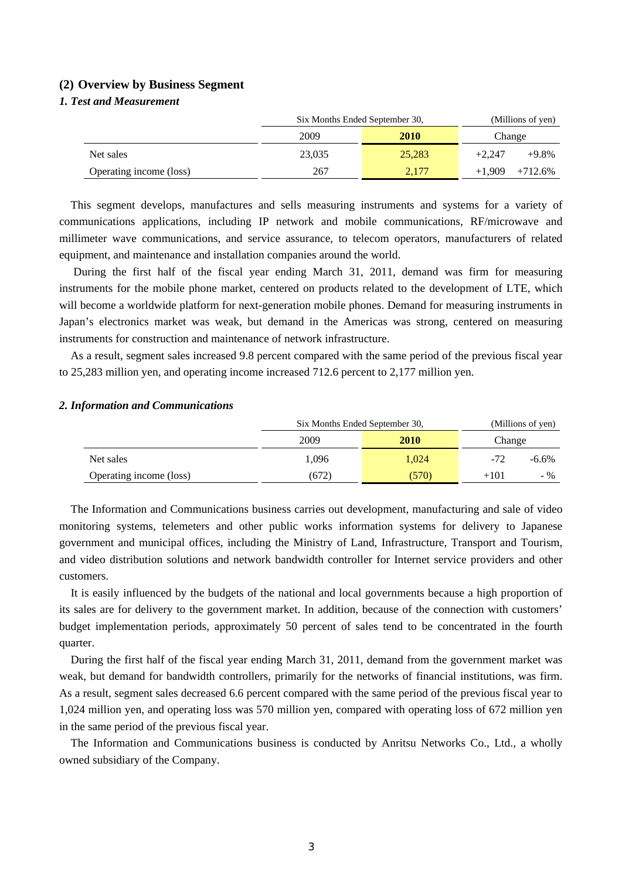## (2) Overview by Business Segment

### *1. Test and Measurement*

| | Six Months Ended September 30, | | (Millions of yen) | |
|---|---|---|---|---|
| | 2009 | **2010** | Change | |
| Net sales | 23,035 | 25,283 | +2,247 | +9.8% |
| Operating income (loss) | 267 | 2,177 | +1,909 | +712.6% |

This segment develops, manufactures and sells measuring instruments and systems for a variety of communications applications, including IP network and mobile communications, RF/microwave and millimeter wave communications, and service assurance, to telecom operators, manufacturers of related equipment, and maintenance and installation companies around the world.

During the first half of the fiscal year ending March 31, 2011, demand was firm for measuring instruments for the mobile phone market, centered on products related to the development of LTE, which will become a worldwide platform for next-generation mobile phones. Demand for measuring instruments in Japan's electronics market was weak, but demand in the Americas was strong, centered on measuring instruments for construction and maintenance of network infrastructure.

As a result, segment sales increased 9.8 percent compared with the same period of the previous fiscal year to 25,283 million yen, and operating income increased 712.6 percent to 2,177 million yen.

### *2. Information and Communications*

| | Six Months Ended September 30, | | (Millions of yen) | |
|---|---|---|---|---|
| | 2009 | **2010** | Change | |
| Net sales | 1,096 | 1,024 | -72 | -6.6% |
| Operating income (loss) | (672) | (570) | +101 | - % |

The Information and Communications business carries out development, manufacturing and sale of video monitoring systems, telemeters and other public works information systems for delivery to Japanese government and municipal offices, including the Ministry of Land, Infrastructure, Transport and Tourism, and video distribution solutions and network bandwidth controller for Internet service providers and other customers.

It is easily influenced by the budgets of the national and local governments because a high proportion of its sales are for delivery to the government market. In addition, because of the connection with customers' budget implementation periods, approximately 50 percent of sales tend to be concentrated in the fourth quarter.

During the first half of the fiscal year ending March 31, 2011, demand from the government market was weak, but demand for bandwidth controllers, primarily for the networks of financial institutions, was firm. As a result, segment sales decreased 6.6 percent compared with the same period of the previous fiscal year to 1,024 million yen, and operating loss was 570 million yen, compared with operating loss of 672 million yen in the same period of the previous fiscal year.

The Information and Communications business is conducted by Anritsu Networks Co., Ltd., a wholly owned subsidiary of the Company.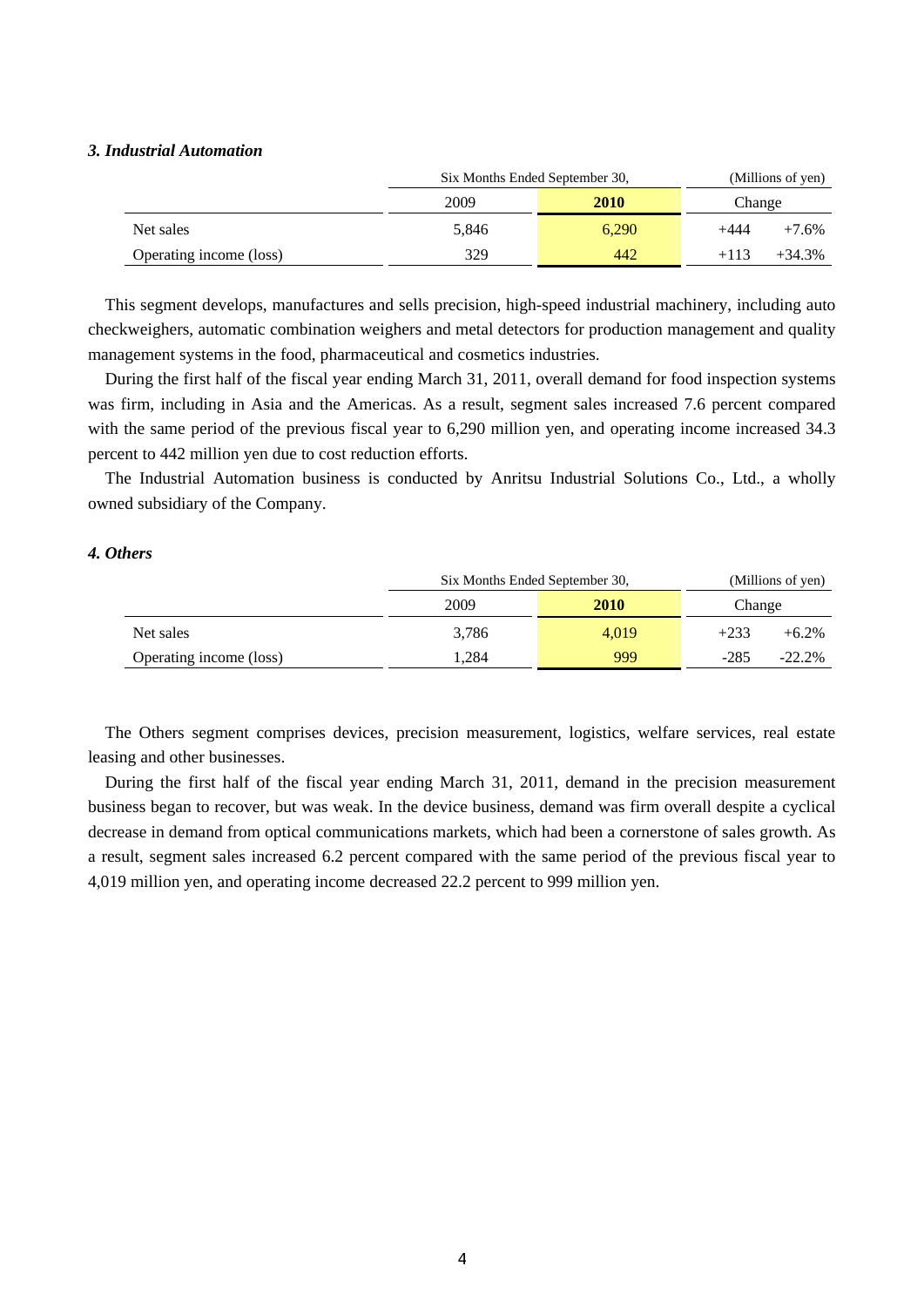### *3. Industrial Automation*

| | Six Months Ended September 30, | | (Millions of yen) | |
|---|---|---|---|---|
| | 2009 | **2010** | Change | |
| Net sales | 5,846 | 6,290 | +444 | +7.6% |
| Operating income (loss) | 329 | 442 | +113 | +34.3% |

This segment develops, manufactures and sells precision, high-speed industrial machinery, including auto checkweighers, automatic combination weighers and metal detectors for production management and quality management systems in the food, pharmaceutical and cosmetics industries.

During the first half of the fiscal year ending March 31, 2011, overall demand for food inspection systems was firm, including in Asia and the Americas. As a result, segment sales increased 7.6 percent compared with the same period of the previous fiscal year to 6,290 million yen, and operating income increased 34.3 percent to 442 million yen due to cost reduction efforts.

The Industrial Automation business is conducted by Anritsu Industrial Solutions Co., Ltd., a wholly owned subsidiary of the Company.

### *4. Others*

| | Six Months Ended September 30, | | (Millions of yen) | |
|---|---|---|---|---|
| | 2009 | **2010** | Change | |
| Net sales | 3,786 | 4,019 | +233 | +6.2% |
| Operating income (loss) | 1,284 | 999 | -285 | -22.2% |

The Others segment comprises devices, precision measurement, logistics, welfare services, real estate leasing and other businesses.

During the first half of the fiscal year ending March 31, 2011, demand in the precision measurement business began to recover, but was weak. In the device business, demand was firm overall despite a cyclical decrease in demand from optical communications markets, which had been a cornerstone of sales growth. As a result, segment sales increased 6.2 percent compared with the same period of the previous fiscal year to 4,019 million yen, and operating income decreased 22.2 percent to 999 million yen.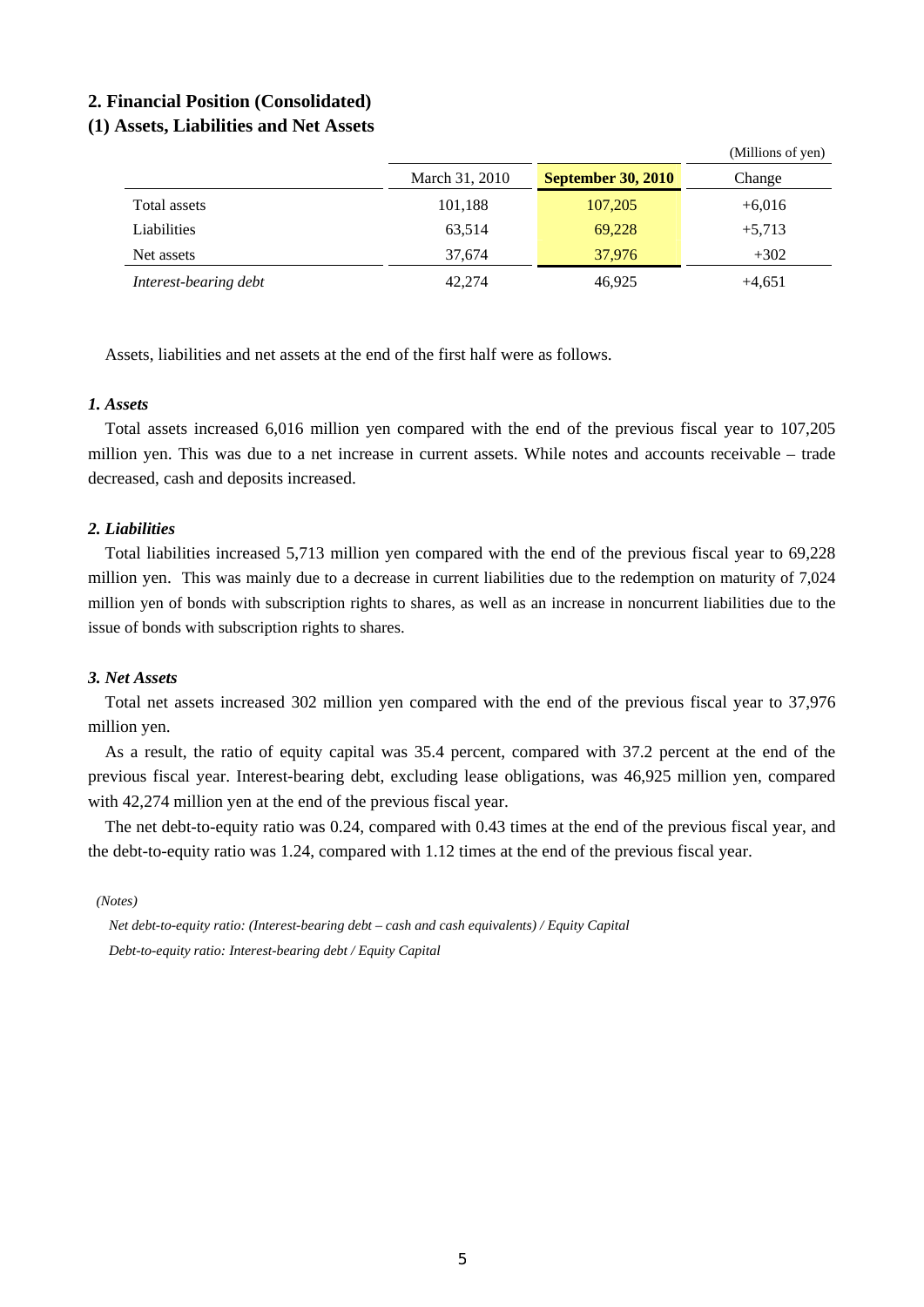## 2. Financial Position (Consolidated)

### (1) Assets, Liabilities and Net Assets

(Millions of yen)

| | March 31, 2010 | **September 30, 2010** | Change |
|---|---|---|---|
| Total assets | 101,188 | 107,205 | +6,016 |
| Liabilities | 63,514 | 69,228 | +5,713 |
| Net assets | 37,674 | 37,976 | +302 |
| *Interest-bearing debt* | 42,274 | 46,925 | +4,651 |

Assets, liabilities and net assets at the end of the first half were as follows.

#### *1. Assets*

Total assets increased 6,016 million yen compared with the end of the previous fiscal year to 107,205 million yen. This was due to a net increase in current assets. While notes and accounts receivable – trade decreased, cash and deposits increased.

#### *2. Liabilities*

Total liabilities increased 5,713 million yen compared with the end of the previous fiscal year to 69,228 million yen. This was mainly due to a decrease in current liabilities due to the redemption on maturity of 7,024 million yen of bonds with subscription rights to shares, as well as an increase in noncurrent liabilities due to the issue of bonds with subscription rights to shares.

#### *3. Net Assets*

Total net assets increased 302 million yen compared with the end of the previous fiscal year to 37,976 million yen.

As a result, the ratio of equity capital was 35.4 percent, compared with 37.2 percent at the end of the previous fiscal year. Interest-bearing debt, excluding lease obligations, was 46,925 million yen, compared with 42,274 million yen at the end of the previous fiscal year.

The net debt-to-equity ratio was 0.24, compared with 0.43 times at the end of the previous fiscal year, and the debt-to-equity ratio was 1.24, compared with 1.12 times at the end of the previous fiscal year.

*(Notes)*

*Net debt-to-equity ratio: (Interest-bearing debt – cash and cash equivalents) / Equity Capital*

*Debt-to-equity ratio: Interest-bearing debt / Equity Capital*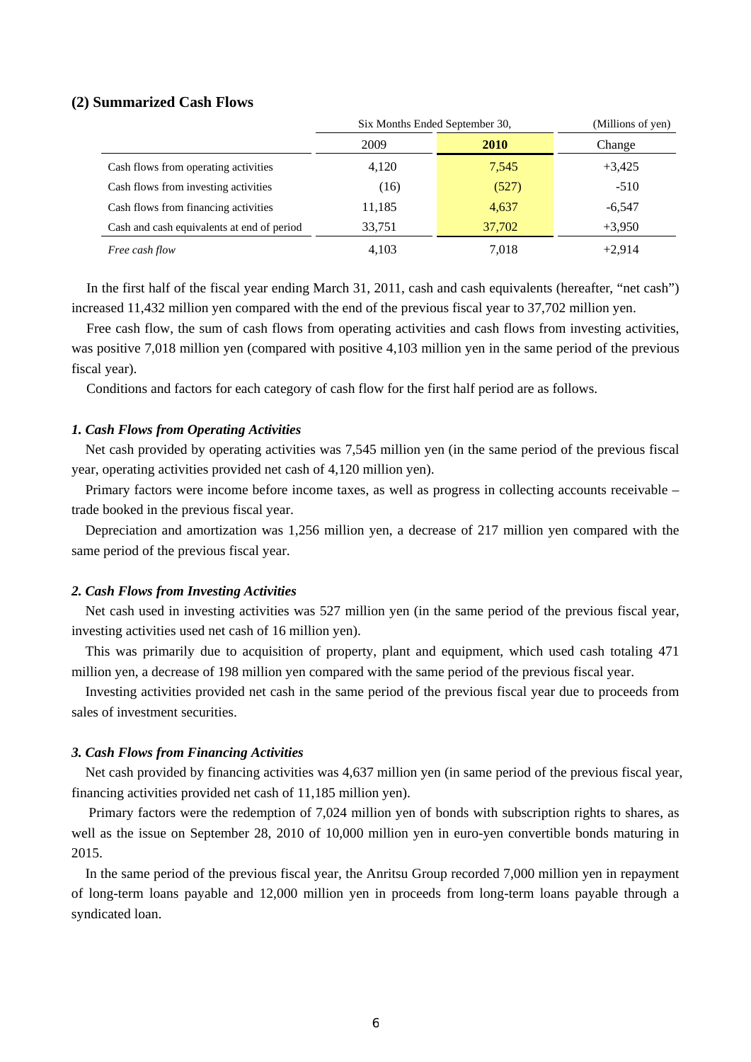### (2) Summarized Cash Flows

| | Six Months Ended September 30, | | (Millions of yen) |
|---|---|---|---|
| | 2009 | **2010** | Change |
| Cash flows from operating activities | 4,120 | 7,545 | +3,425 |
| Cash flows from investing activities | (16) | (527) | -510 |
| Cash flows from financing activities | 11,185 | 4,637 | -6,547 |
| Cash and cash equivalents at end of period | 33,751 | 37,702 | +3,950 |
| *Free cash flow* | 4,103 | 7,018 | +2,914 |

In the first half of the fiscal year ending March 31, 2011, cash and cash equivalents (hereafter, "net cash") increased 11,432 million yen compared with the end of the previous fiscal year to 37,702 million yen.

Free cash flow, the sum of cash flows from operating activities and cash flows from investing activities, was positive 7,018 million yen (compared with positive 4,103 million yen in the same period of the previous fiscal year).

Conditions and factors for each category of cash flow for the first half period are as follows.

#### *1. Cash Flows from Operating Activities*

Net cash provided by operating activities was 7,545 million yen (in the same period of the previous fiscal year, operating activities provided net cash of 4,120 million yen).

Primary factors were income before income taxes, as well as progress in collecting accounts receivable – trade booked in the previous fiscal year.

Depreciation and amortization was 1,256 million yen, a decrease of 217 million yen compared with the same period of the previous fiscal year.

#### *2. Cash Flows from Investing Activities*

Net cash used in investing activities was 527 million yen (in the same period of the previous fiscal year, investing activities used net cash of 16 million yen).

This was primarily due to acquisition of property, plant and equipment, which used cash totaling 471 million yen, a decrease of 198 million yen compared with the same period of the previous fiscal year.

Investing activities provided net cash in the same period of the previous fiscal year due to proceeds from sales of investment securities.

#### *3. Cash Flows from Financing Activities*

Net cash provided by financing activities was 4,637 million yen (in same period of the previous fiscal year, financing activities provided net cash of 11,185 million yen).

Primary factors were the redemption of 7,024 million yen of bonds with subscription rights to shares, as well as the issue on September 28, 2010 of 10,000 million yen in euro-yen convertible bonds maturing in 2015.

In the same period of the previous fiscal year, the Anritsu Group recorded 7,000 million yen in repayment of long-term loans payable and 12,000 million yen in proceeds from long-term loans payable through a syndicated loan.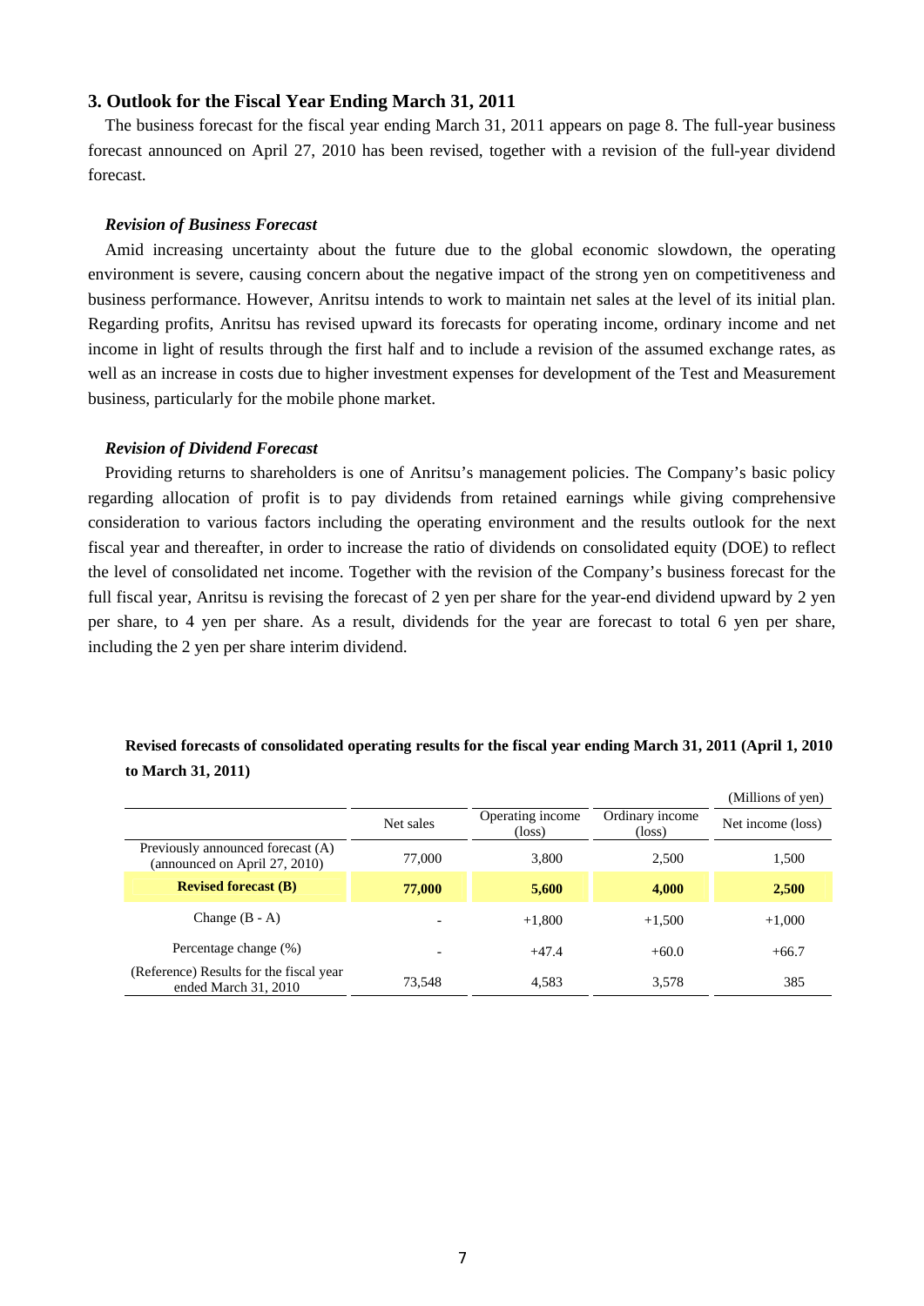## 3. Outlook for the Fiscal Year Ending March 31, 2011

The business forecast for the fiscal year ending March 31, 2011 appears on page 8. The full-year business forecast announced on April 27, 2010 has been revised, together with a revision of the full-year dividend forecast.

### *Revision of Business Forecast*

Amid increasing uncertainty about the future due to the global economic slowdown, the operating environment is severe, causing concern about the negative impact of the strong yen on competitiveness and business performance. However, Anritsu intends to work to maintain net sales at the level of its initial plan. Regarding profits, Anritsu has revised upward its forecasts for operating income, ordinary income and net income in light of results through the first half and to include a revision of the assumed exchange rates, as well as an increase in costs due to higher investment expenses for development of the Test and Measurement business, particularly for the mobile phone market.

### *Revision of Dividend Forecast*

Providing returns to shareholders is one of Anritsu's management policies. The Company's basic policy regarding allocation of profit is to pay dividends from retained earnings while giving comprehensive consideration to various factors including the operating environment and the results outlook for the next fiscal year and thereafter, in order to increase the ratio of dividends on consolidated equity (DOE) to reflect the level of consolidated net income. Together with the revision of the Company's business forecast for the full fiscal year, Anritsu is revising the forecast of 2 yen per share for the year-end dividend upward by 2 yen per share, to 4 yen per share. As a result, dividends for the year are forecast to total 6 yen per share, including the 2 yen per share interim dividend.

**Revised forecasts of consolidated operating results for the fiscal year ending March 31, 2011 (April 1, 2010 to March 31, 2011)**

(Millions of yen)

| | Net sales | Operating income (loss) | Ordinary income (loss) | Net income (loss) |
|---|---|---|---|---|
| Previously announced forecast (A) (announced on April 27, 2010) | 77,000 | 3,800 | 2,500 | 1,500 |
| **Revised forecast (B)** | **77,000** | **5,600** | **4,000** | **2,500** |
| Change (B - A) | - | +1,800 | +1,500 | +1,000 |
| Percentage change (%) | - | +47.4 | +60.0 | +66.7 |
| (Reference) Results for the fiscal year ended March 31, 2010 | 73,548 | 4,583 | 3,578 | 385 |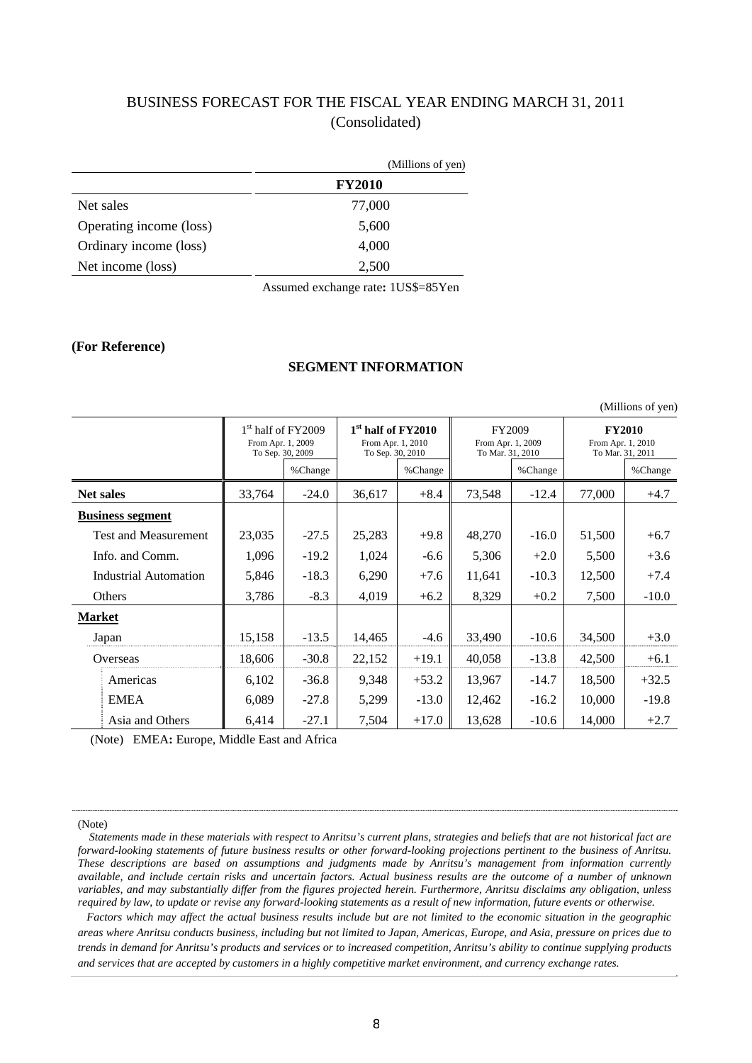# BUSINESS FORECAST FOR THE FISCAL YEAR ENDING MARCH 31, 2011
(Consolidated)

(Millions of yen)

| | **FY2010** |
|---|---|
| Net sales | 77,000 |
| Operating income (loss) | 5,600 |
| Ordinary income (loss) | 4,000 |
| Net income (loss) | 2,500 |

Assumed exchange rate**:** 1US$=85Yen

**(For Reference)**

## SEGMENT INFORMATION

(Millions of yen)

| | 1st half of FY2009 From Apr. 1, 2009 To Sep. 30, 2009 | | **1st half of FY2010** From Apr. 1, 2010 To Sep. 30, 2010 | | FY2009 From Apr. 1, 2009 To Mar. 31, 2010 | | **FY2010** From Apr. 1, 2010 To Mar. 31, 2011 | |
|---|---|---|---|---|---|---|---|---|
| | | %Change | | %Change | | %Change | | %Change |
| **Net sales** | 33,764 | -24.0 | 36,617 | +8.4 | 73,548 | -12.4 | 77,000 | +4.7 |
| **Business segment** | | | | | | | | |
| Test and Measurement | 23,035 | -27.5 | 25,283 | +9.8 | 48,270 | -16.0 | 51,500 | +6.7 |
| Info. and Comm. | 1,096 | -19.2 | 1,024 | -6.6 | 5,306 | +2.0 | 5,500 | +3.6 |
| Industrial Automation | 5,846 | -18.3 | 6,290 | +7.6 | 11,641 | -10.3 | 12,500 | +7.4 |
| Others | 3,786 | -8.3 | 4,019 | +6.2 | 8,329 | +0.2 | 7,500 | -10.0 |
| **Market** | | | | | | | | |
| Japan | 15,158 | -13.5 | 14,465 | -4.6 | 33,490 | -10.6 | 34,500 | +3.0 |
| Overseas | 18,606 | -30.8 | 22,152 | +19.1 | 40,058 | -13.8 | 42,500 | +6.1 |
| Americas | 6,102 | -36.8 | 9,348 | +53.2 | 13,967 | -14.7 | 18,500 | +32.5 |
| EMEA | 6,089 | -27.8 | 5,299 | -13.0 | 12,462 | -16.2 | 10,000 | -19.8 |
| Asia and Others | 6,414 | -27.1 | 7,504 | +17.0 | 13,628 | -10.6 | 14,000 | +2.7 |

(Note) EMEA**:** Europe, Middle East and Africa

(Note)

*Statements made in these materials with respect to Anritsu's current plans, strategies and beliefs that are not historical fact are forward-looking statements of future business results or other forward-looking projections pertinent to the business of Anritsu. These descriptions are based on assumptions and judgments made by Anritsu's management from information currently available, and include certain risks and uncertain factors. Actual business results are the outcome of a number of unknown variables, and may substantially differ from the figures projected herein. Furthermore, Anritsu disclaims any obligation, unless required by law, to update or revise any forward-looking statements as a result of new information, future events or otherwise.*

*Factors which may affect the actual business results include but are not limited to the economic situation in the geographic areas where Anritsu conducts business, including but not limited to Japan, Americas, Europe, and Asia, pressure on prices due to trends in demand for Anritsu's products and services or to increased competition, Anritsu's ability to continue supplying products and services that are accepted by customers in a highly competitive market environment, and currency exchange rates.*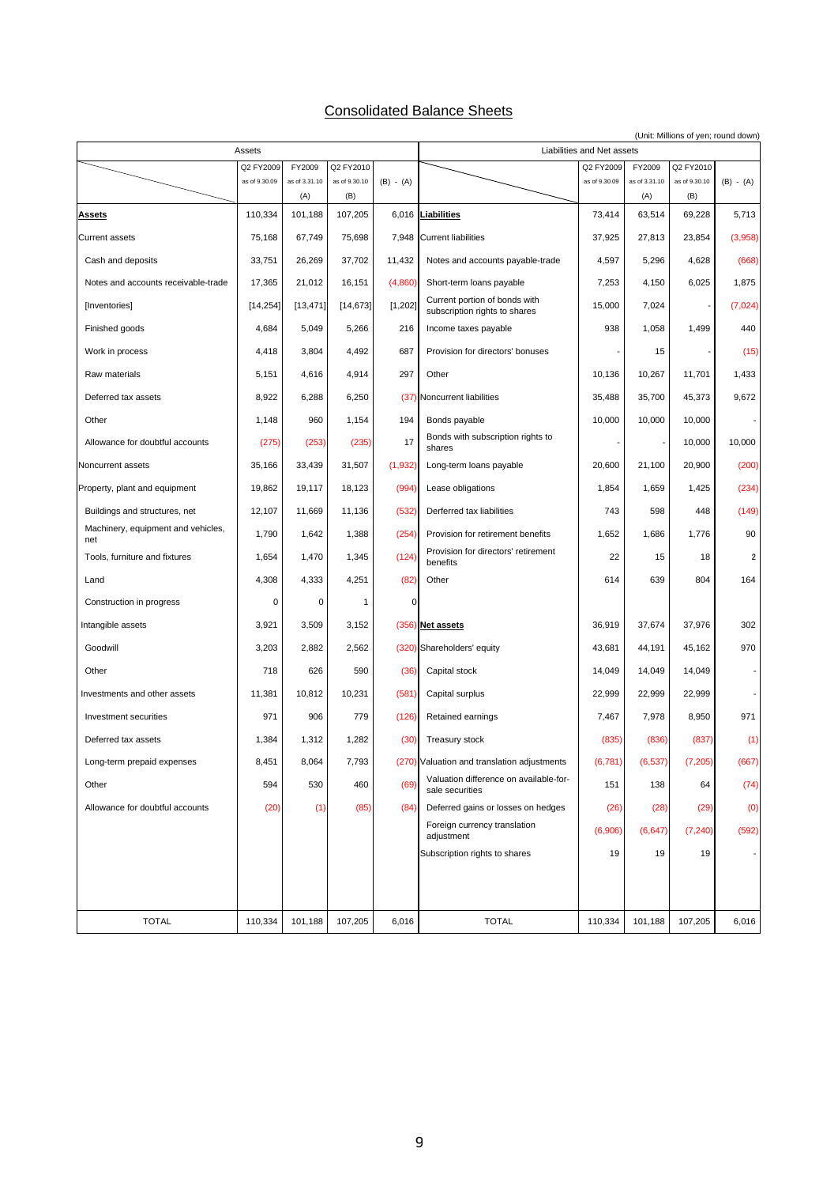# Consolidated Balance Sheets

(Unit: Millions of yen; round down)

| Assets | Q2 FY2009 as of 9.30.09 | FY2009 as of 3.31.10 (A) | Q2 FY2010 as of 9.30.10 (B) | (B) - (A) | Liabilities and Net assets | Q2 FY2009 as of 9.30.09 | FY2009 as of 3.31.10 (A) | Q2 FY2010 as of 9.30.10 (B) | (B) - (A) |
|---|---|---|---|---|---|---|---|---|---|
| **Assets** | 110,334 | 101,188 | 107,205 | 6,016 | **Liabilities** | 73,414 | 63,514 | 69,228 | 5,713 |
| Current assets | 75,168 | 67,749 | 75,698 | 7,948 | Current liabilities | 37,925 | 27,813 | 23,854 | (3,958) |
| Cash and deposits | 33,751 | 26,269 | 37,702 | 11,432 | Notes and accounts payable-trade | 4,597 | 5,296 | 4,628 | (668) |
| Notes and accounts receivable-trade | 17,365 | 21,012 | 16,151 | (4,860) | Short-term loans payable | 7,253 | 4,150 | 6,025 | 1,875 |
| [Inventories] | [14,254] | [13,471] | [14,673] | [1,202] | Current portion of bonds with subscription rights to shares | 15,000 | 7,024 | - | (7,024) |
| Finished goods | 4,684 | 5,049 | 5,266 | 216 | Income taxes payable | 938 | 1,058 | 1,499 | 440 |
| Work in process | 4,418 | 3,804 | 4,492 | 687 | Provision for directors' bonuses | - | 15 | - | (15) |
| Raw materials | 5,151 | 4,616 | 4,914 | 297 | Other | 10,136 | 10,267 | 11,701 | 1,433 |
| Deferred tax assets | 8,922 | 6,288 | 6,250 | (37) | Noncurrent liabilities | 35,488 | 35,700 | 45,373 | 9,672 |
| Other | 1,148 | 960 | 1,154 | 194 | Bonds payable | 10,000 | 10,000 | 10,000 | - |
| Allowance for doubtful accounts | (275) | (253) | (235) | 17 | Bonds with subscription rights to shares | - | - | 10,000 | 10,000 |
| Noncurrent assets | 35,166 | 33,439 | 31,507 | (1,932) | Long-term loans payable | 20,600 | 21,100 | 20,900 | (200) |
| Property, plant and equipment | 19,862 | 19,117 | 18,123 | (994) | Lease obligations | 1,854 | 1,659 | 1,425 | (234) |
| Buildings and structures, net | 12,107 | 11,669 | 11,136 | (532) | Derferred tax liabilities | 743 | 598 | 448 | (149) |
| Machinery, equipment and vehicles, net | 1,790 | 1,642 | 1,388 | (254) | Provision for retirement benefits | 1,652 | 1,686 | 1,776 | 90 |
| Tools, furniture and fixtures | 1,654 | 1,470 | 1,345 | (124) | Provision for directors' retirement benefits | 22 | 15 | 18 | 2 |
| Land | 4,308 | 4,333 | 4,251 | (82) | Other | 614 | 639 | 804 | 164 |
| Construction in progress | 0 | 0 | 1 | 0 | | | | | |
| Intangible assets | 3,921 | 3,509 | 3,152 | (356) | **Net assets** | 36,919 | 37,674 | 37,976 | 302 |
| Goodwill | 3,203 | 2,882 | 2,562 | (320) | Shareholders' equity | 43,681 | 44,191 | 45,162 | 970 |
| Other | 718 | 626 | 590 | (36) | Capital stock | 14,049 | 14,049 | 14,049 | - |
| Investments and other assets | 11,381 | 10,812 | 10,231 | (581) | Capital surplus | 22,999 | 22,999 | 22,999 | - |
| Investment securities | 971 | 906 | 779 | (126) | Retained earnings | 7,467 | 7,978 | 8,950 | 971 |
| Deferred tax assets | 1,384 | 1,312 | 1,282 | (30) | Treasury stock | (835) | (836) | (837) | (1) |
| Long-term prepaid expenses | 8,451 | 8,064 | 7,793 | (270) | Valuation and translation adjustments | (6,781) | (6,537) | (7,205) | (667) |
| Other | 594 | 530 | 460 | (69) | Valuation difference on available-for-sale securities | 151 | 138 | 64 | (74) |
| Allowance for doubtful accounts | (20) | (1) | (85) | (84) | Deferred gains or losses on hedges | (26) | (28) | (29) | (0) |
| | | | | | Foreign currency translation adjustment | (6,906) | (6,647) | (7,240) | (592) |
| | | | | | Subscription rights to shares | 19 | 19 | 19 | - |
| TOTAL | 110,334 | 101,188 | 107,205 | 6,016 | TOTAL | 110,334 | 101,188 | 107,205 | 6,016 |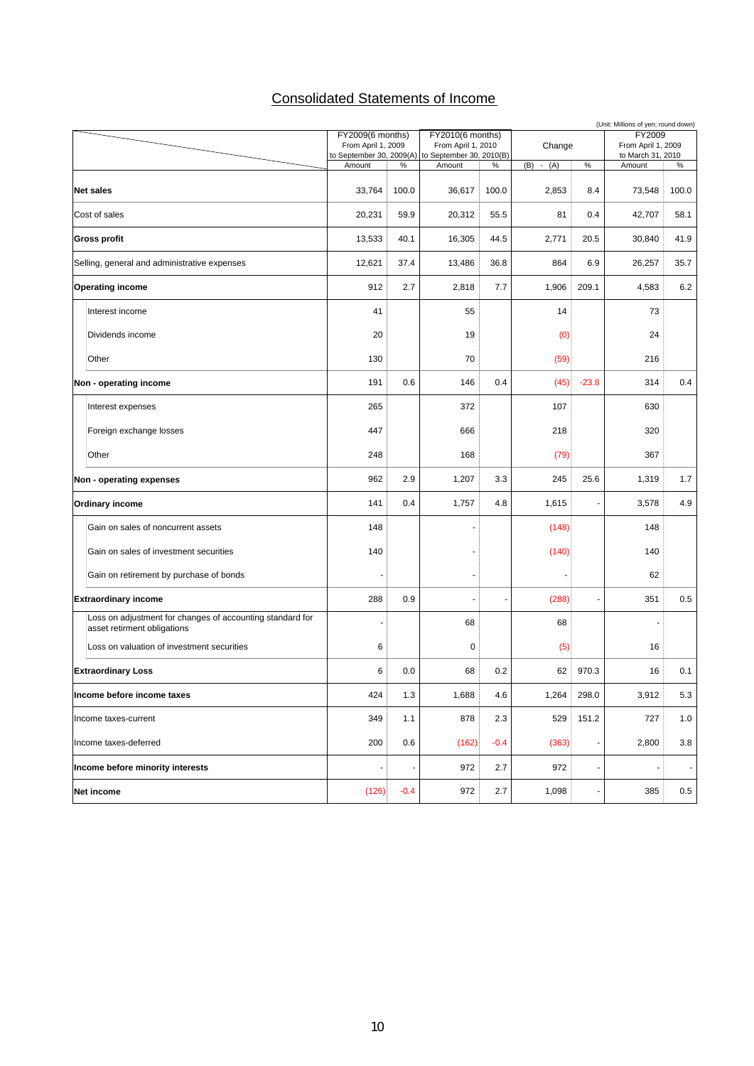# Consolidated Statements of Income

(Unit: Millions of yen; round down)

| | FY2009(6 months) From April 1, 2009 to September 30, 2009(A) | | FY2010(6 months) From April 1, 2010 to September 30, 2010(B) | | Change | | FY2009 From April 1, 2009 to March 31, 2010 | |
|---|---|---|---|---|---|---|---|---|
| | Amount | % | Amount | % | (B) - (A) | % | Amount | % |
| **Net sales** | 33,764 | 100.0 | 36,617 | 100.0 | 2,853 | 8.4 | 73,548 | 100.0 |
| Cost of sales | 20,231 | 59.9 | 20,312 | 55.5 | 81 | 0.4 | 42,707 | 58.1 |
| **Gross profit** | 13,533 | 40.1 | 16,305 | 44.5 | 2,771 | 20.5 | 30,840 | 41.9 |
| Selling, general and administrative expenses | 12,621 | 37.4 | 13,486 | 36.8 | 864 | 6.9 | 26,257 | 35.7 |
| **Operating income** | 912 | 2.7 | 2,818 | 7.7 | 1,906 | 209.1 | 4,583 | 6.2 |
| Interest income | 41 | | 55 | | 14 | | 73 | |
| Dividends income | 20 | | 19 | | (0) | | 24 | |
| Other | 130 | | 70 | | (59) | | 216 | |
| **Non - operating income** | 191 | 0.6 | 146 | 0.4 | (45) | -23.8 | 314 | 0.4 |
| Interest expenses | 265 | | 372 | | 107 | | 630 | |
| Foreign exchange losses | 447 | | 666 | | 218 | | 320 | |
| Other | 248 | | 168 | | (79) | | 367 | |
| **Non - operating expenses** | 962 | 2.9 | 1,207 | 3.3 | 245 | 25.6 | 1,319 | 1.7 |
| **Ordinary income** | 141 | 0.4 | 1,757 | 4.8 | 1,615 | - | 3,578 | 4.9 |
| Gain on sales of noncurrent assets | 148 | | - | | (148) | | 148 | |
| Gain on sales of investment securities | 140 | | - | | (140) | | 140 | |
| Gain on retirement by purchase of bonds | - | | - | | - | | 62 | |
| **Extraordinary income** | 288 | 0.9 | - | - | (288) | - | 351 | 0.5 |
| Loss on adjustment for changes of accounting standard for asset retirement obligations | - | | 68 | | 68 | | - | |
| Loss on valuation of investment securities | 6 | | 0 | | (5) | | 16 | |
| **Extraordinary Loss** | 6 | 0.0 | 68 | 0.2 | 62 | 970.3 | 16 | 0.1 |
| **Income before income taxes** | 424 | 1.3 | 1,688 | 4.6 | 1,264 | 298.0 | 3,912 | 5.3 |
| Income taxes-current | 349 | 1.1 | 878 | 2.3 | 529 | 151.2 | 727 | 1.0 |
| Income taxes-deferred | 200 | 0.6 | (162) | -0.4 | (363) | - | 2,800 | 3.8 |
| **Income before minority interests** | - | - | 972 | 2.7 | 972 | - | - | - |
| **Net income** | (126) | -0.4 | 972 | 2.7 | 1,098 | - | 385 | 0.5 |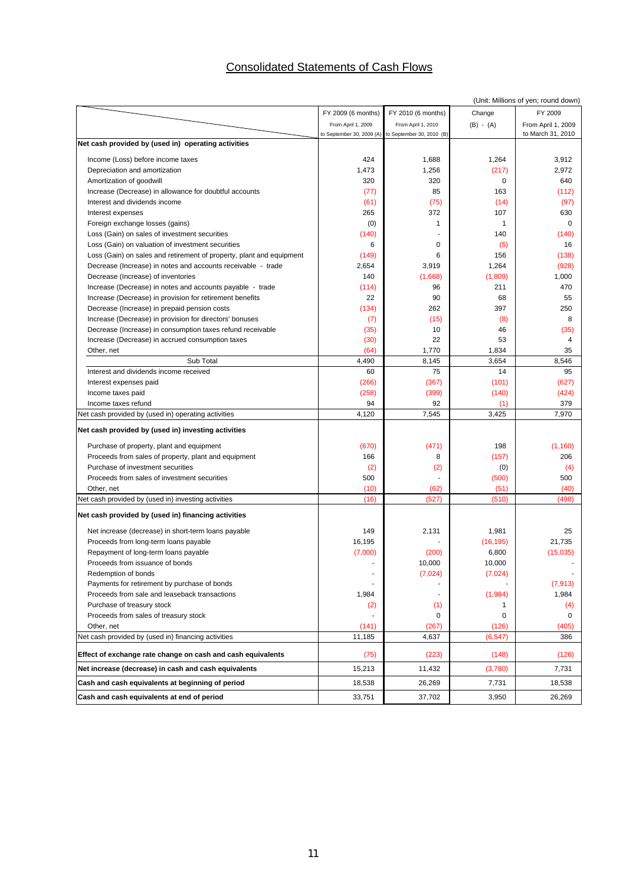# Consolidated Statements of Cash Flows

(Unit: Millions of yen; round down)

| | FY 2009 (6 months) From April 1, 2009 to September 30, 2009 (A) | FY 2010 (6 months) From April 1, 2010 to September 30, 2010 (B) | Change (B) - (A) | FY 2009 From April 1, 2009 to March 31, 2010 |
|---|---|---|---|---|
| **Net cash provided by (used in) operating activities** | | | | |
| Income (Loss) before income taxes | 424 | 1,688 | 1,264 | 3,912 |
| Depreciation and amortization | 1,473 | 1,256 | (217) | 2,972 |
| Amortization of goodwill | 320 | 320 | 0 | 640 |
| Increase (Decrease) in allowance for doubtful accounts | (77) | 85 | 163 | (112) |
| Interest and dividends income | (61) | (75) | (14) | (97) |
| Interest expenses | 265 | 372 | 107 | 630 |
| Foreign exchange losses (gains) | (0) | 1 | 1 | 0 |
| Loss (Gain) on sales of investment securities | (140) | - | 140 | (140) |
| Loss (Gain) on valuation of investment securities | 6 | 0 | (5) | 16 |
| Loss (Gain) on sales and retirement of property, plant and equipment | (149) | 6 | 156 | (138) |
| Decrease (Increase) in notes and accounts receivable - trade | 2,654 | 3,919 | 1,264 | (928) |
| Decrease (Increase) of inventories | 140 | (1,668) | (1,809) | 1,000 |
| Increase (Decrease) in notes and accounts payable - trade | (114) | 96 | 211 | 470 |
| Increase (Decrease) in provision for retirement benefits | 22 | 90 | 68 | 55 |
| Decrease (Increase) in prepaid pension costs | (134) | 262 | 397 | 250 |
| Increase (Decrease) in provision for directors' bonuses | (7) | (15) | (8) | 8 |
| Decrease (Increase) in consumption taxes refund receivable | (35) | 10 | 46 | (35) |
| Increase (Decrease) in accrued consumption taxes | (30) | 22 | 53 | 4 |
| Other, net | (64) | 1,770 | 1,834 | 35 |
| Sub Total | 4,490 | 8,145 | 3,654 | 8,546 |
| Interest and dividends income received | 60 | 75 | 14 | 95 |
| Interest expenses paid | (266) | (367) | (101) | (627) |
| Income taxes paid | (258) | (399) | (140) | (424) |
| Income taxes refund | 94 | 92 | (1) | 379 |
| Net cash provided by (used in) operating activities | 4,120 | 7,545 | 3,425 | 7,970 |
| **Net cash provided by (used in) investing activities** | | | | |
| Purchase of property, plant and equipment | (670) | (471) | 198 | (1,160) |
| Proceeds from sales of property, plant and equipment | 166 | 8 | (157) | 206 |
| Purchase of investment securities | (2) | (2) | (0) | (4) |
| Proceeds from sales of investment securities | 500 | - | (500) | 500 |
| Other, net | (10) | (62) | (51) | (40) |
| Net cash provided by (used in) investing activities | (16) | (527) | (510) | (498) |
| **Net cash provided by (used in) financing activities** | | | | |
| Net increase (decrease) in short-term loans payable | 149 | 2,131 | 1,981 | 25 |
| Proceeds from long-term loans payable | 16,195 | - | (16,195) | 21,735 |
| Repayment of long-term loans payable | (7,000) | (200) | 6,800 | (15,035) |
| Proceeds from issuance of bonds | - | 10,000 | 10,000 | - |
| Redemption of bonds | - | (7,024) | (7,024) | - |
| Payments for retirement by purchase of bonds | - | - | - | (7,913) |
| Proceeds from sale and leaseback transactions | 1,984 | - | (1,984) | 1,984 |
| Purchase of treasury stock | (2) | (1) | 1 | (4) |
| Proceeds from sales of treasury stock | - | 0 | 0 | 0 |
| Other, net | (141) | (267) | (126) | (405) |
| Net cash provided by (used in) financing activities | 11,185 | 4,637 | (6,547) | 386 |
| **Effect of exchange rate change on cash and cash equivalents** | (75) | (223) | (148) | (126) |
| **Net increase (decrease) in cash and cash equivalents** | 15,213 | 11,432 | (3,780) | 7,731 |
| **Cash and cash equivalents at beginning of period** | 18,538 | 26,269 | 7,731 | 18,538 |
| **Cash and cash equivalents at end of period** | 33,751 | 37,702 | 3,950 | 26,269 |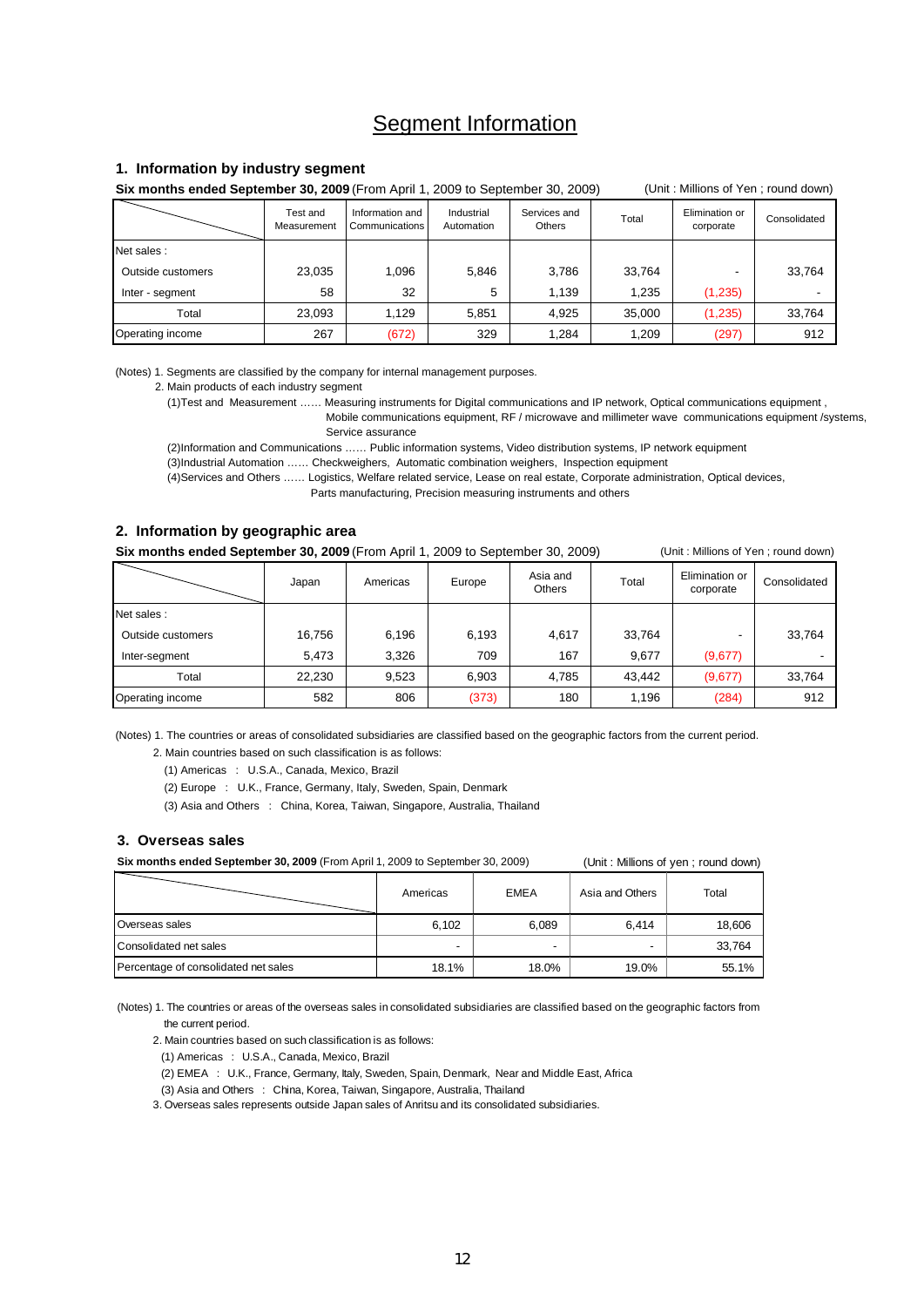# Segment Information

## 1. Information by industry segment

**Six months ended September 30, 2009** (From April 1, 2009 to September 30, 2009) (Unit : Millions of Yen ; round down)

| | Test and Measurement | Information and Communications | Industrial Automation | Services and Others | Total | Elimination or corporate | Consolidated |
|---|---|---|---|---|---|---|---|
| Net sales : | | | | | | | |
| Outside customers | 23,035 | 1,096 | 5,846 | 3,786 | 33,764 | - | 33,764 |
| Inter - segment | 58 | 32 | 5 | 1,139 | 1,235 | (1,235) | - |
| Total | 23,093 | 1,129 | 5,851 | 4,925 | 35,000 | (1,235) | 33,764 |
| Operating income | 267 | (672) | 329 | 1,284 | 1,209 | (297) | 912 |

(Notes) 1. Segments are classified by the company for internal management purposes.

2. Main products of each industry segment

(1)Test and Measurement …… Measuring instruments for Digital communications and IP network, Optical communications equipment , Mobile communications equipment, RF / microwave and millimeter wave communications equipment /systems, Service assurance

(2)Information and Communications …… Public information systems, Video distribution systems, IP network equipment

(3)Industrial Automation …… Checkweighters, Automatic combination weighers, Inspection equipment

(4)Services and Others …… Logistics, Welfare related service, Lease on real estate, Corporate administration, Optical devices, Parts manufacturing, Precision measuring instruments and others

## 2. Information by geographic area

**Six months ended September 30, 2009** (From April 1, 2009 to September 30, 2009) (Unit : Millions of Yen ; round down)

| | Japan | Americas | Europe | Asia and Others | Total | Elimination or corporate | Consolidated |
|---|---|---|---|---|---|---|---|
| Net sales : | | | | | | | |
| Outside customers | 16,756 | 6,196 | 6,193 | 4,617 | 33,764 | - | 33,764 |
| Inter-segment | 5,473 | 3,326 | 709 | 167 | 9,677 | (9,677) | - |
| Total | 22,230 | 9,523 | 6,903 | 4,785 | 43,442 | (9,677) | 33,764 |
| Operating income | 582 | 806 | (373) | 180 | 1,196 | (284) | 912 |

(Notes) 1. The countries or areas of consolidated subsidiaries are classified based on the geographic factors from the current period.

2. Main countries based on such classification is as follows:

(1) Americas : U.S.A., Canada, Mexico, Brazil

(2) Europe : U.K., France, Germany, Italy, Sweden, Spain, Denmark

(3) Asia and Others : China, Korea, Taiwan, Singapore, Australia, Thailand

## 3. Overseas sales

**Six months ended September 30, 2009** (From April 1, 2009 to September 30, 2009) (Unit : Millions of yen ; round down)

| | Americas | EMEA | Asia and Others | Total |
|---|---|---|---|---|
| Overseas sales | 6,102 | 6,089 | 6,414 | 18,606 |
| Consolidated net sales | - | - | - | 33,764 |
| Percentage of consolidated net sales | 18.1% | 18.0% | 19.0% | 55.1% |

(Notes) 1. The countries or areas of the overseas sales in consolidated subsidiaries are classified based on the geographic factors from the current period.

2. Main countries based on such classification is as follows:

(1) Americas : U.S.A., Canada, Mexico, Brazil

(2) EMEA : U.K., France, Germany, Italy, Sweden, Spain, Denmark, Near and Middle East, Africa

(3) Asia and Others : China, Korea, Taiwan, Singapore, Australia, Thailand

3. Overseas sales represents outside Japan sales of Anritsu and its consolidated subsidiaries.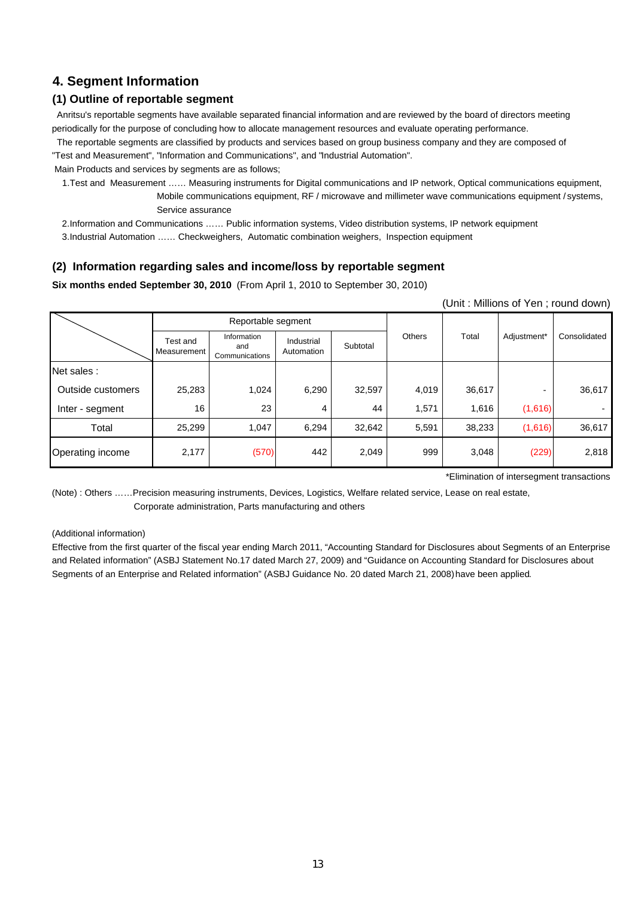## 4. Segment Information

### (1) Outline of reportable segment

Anritsu's reportable segments have available separated financial information and are reviewed by the board of directors meeting periodically for the purpose of concluding how to allocate management resources and evaluate operating performance.

The reportable segments are classified by products and services based on group business company and they are composed of "Test and Measurement", "Information and Communications", and "Industrial Automation".

Main Products and services by segments are as follows;

1. Test and Measurement …… Measuring instruments for Digital communications and IP network, Optical communications equipment, Mobile communications equipment, RF / microwave and millimeter wave communications equipment / systems, Service assurance
2. Information and Communications …… Public information systems, Video distribution systems, IP network equipment
3. Industrial Automation …… Checkweighers, Automatic combination weighers, Inspection equipment

### (2) Information regarding sales and income/loss by reportable segment

**Six months ended September 30, 2010** (From April 1, 2010 to September 30, 2010)

(Unit : Millions of Yen ; round down)

| | Reportable segment | | | | Others | Total | Adjustment* | Consolidated |
|---|---|---|---|---|---|---|---|---|
| | Test and Measurement | Information and Communications | Industrial Automation | Subtotal | | | | |
| Net sales : | | | | | | | | |
| Outside customers | 25,283 | 1,024 | 6,290 | 32,597 | 4,019 | 36,617 | - | 36,617 |
| Inter - segment | 16 | 23 | 4 | 44 | 1,571 | 1,616 | (1,616) | - |
| Total | 25,299 | 1,047 | 6,294 | 32,642 | 5,591 | 38,233 | (1,616) | 36,617 |
| Operating income | 2,177 | (570) | 442 | 2,049 | 999 | 3,048 | (229) | 2,818 |

*Elimination of intersegment transactions

(Note) : Others ……Precision measuring instruments, Devices, Logistics, Welfare related service, Lease on real estate, Corporate administration, Parts manufacturing and others

(Additional information)

Effective from the first quarter of the fiscal year ending March 2011, "Accounting Standard for Disclosures about Segments of an Enterprise and Related information" (ASBJ Statement No.17 dated March 27, 2009) and "Guidance on Accounting Standard for Disclosures about Segments of an Enterprise and Related information" (ASBJ Guidance No. 20 dated March 21, 2008) have been applied.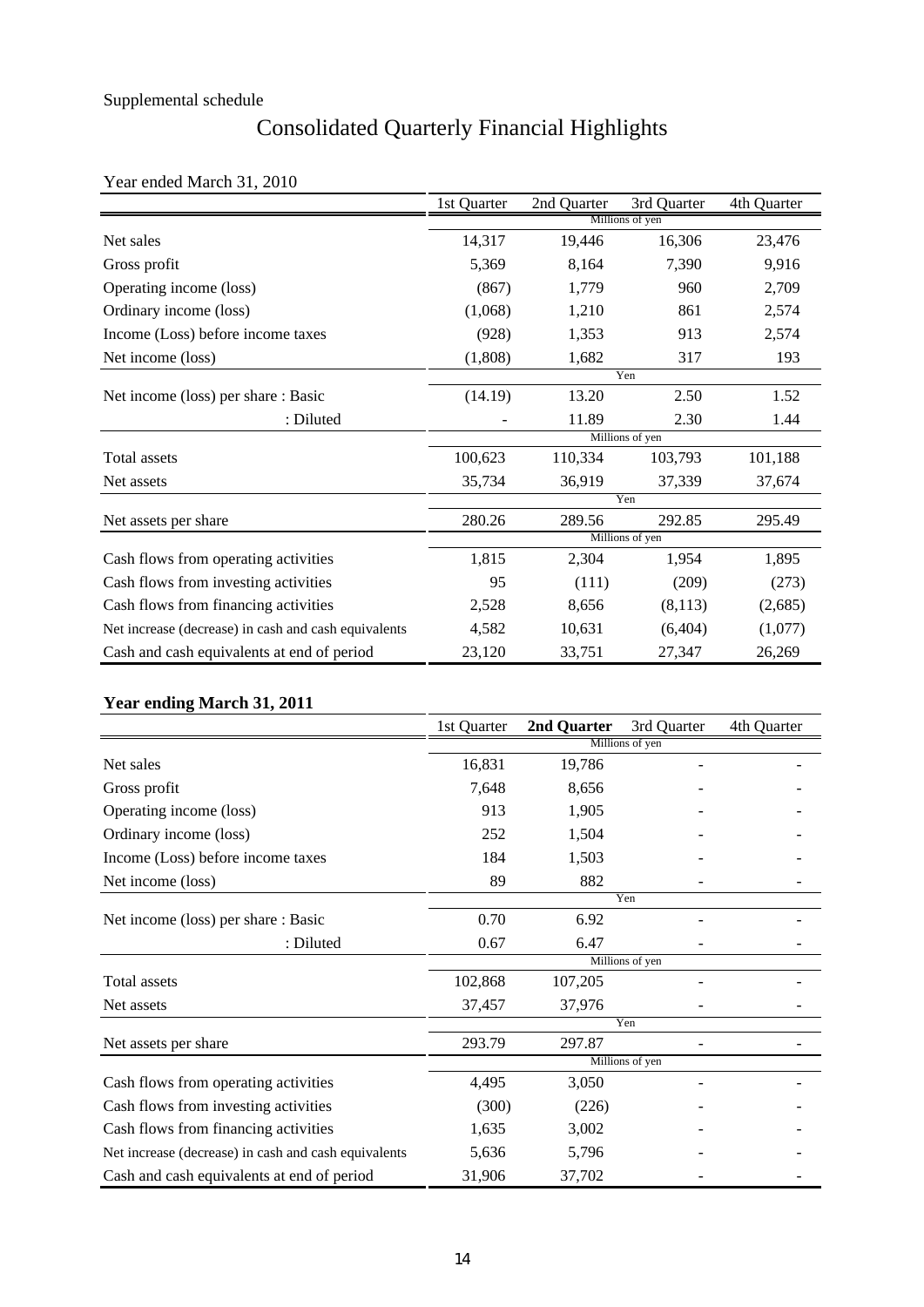Supplemental schedule

# Consolidated Quarterly Financial Highlights

Year ended March 31, 2010

| | 1st Quarter | 2nd Quarter | 3rd Quarter | 4th Quarter |
|---|---|---|---|---|
| | Millions of yen | | | |
| Net sales | 14,317 | 19,446 | 16,306 | 23,476 |
| Gross profit | 5,369 | 8,164 | 7,390 | 9,916 |
| Operating income (loss) | (867) | 1,779 | 960 | 2,709 |
| Ordinary income (loss) | (1,068) | 1,210 | 861 | 2,574 |
| Income (Loss) before income taxes | (928) | 1,353 | 913 | 2,574 |
| Net income (loss) | (1,808) | 1,682 | 317 | 193 |
| | Yen | | | |
| Net income (loss) per share : Basic | (14.19) | 13.20 | 2.50 | 1.52 |
| : Diluted | - | 11.89 | 2.30 | 1.44 |
| | Millions of yen | | | |
| Total assets | 100,623 | 110,334 | 103,793 | 101,188 |
| Net assets | 35,734 | 36,919 | 37,339 | 37,674 |
| | Yen | | | |
| Net assets per share | 280.26 | 289.56 | 292.85 | 295.49 |
| | Millions of yen | | | |
| Cash flows from operating activities | 1,815 | 2,304 | 1,954 | 1,895 |
| Cash flows from investing activities | 95 | (111) | (209) | (273) |
| Cash flows from financing activities | 2,528 | 8,656 | (8,113) | (2,685) |
| Net increase (decrease) in cash and cash equivalents | 4,582 | 10,631 | (6,404) | (1,077) |
| Cash and cash equivalents at end of period | 23,120 | 33,751 | 27,347 | 26,269 |

**Year ending March 31, 2011**

| | 1st Quarter | **2nd Quarter** | 3rd Quarter | 4th Quarter |
|---|---|---|---|---|
| | Millions of yen | | | |
| Net sales | 16,831 | 19,786 | - | - |
| Gross profit | 7,648 | 8,656 | - | - |
| Operating income (loss) | 913 | 1,905 | - | - |
| Ordinary income (loss) | 252 | 1,504 | - | - |
| Income (Loss) before income taxes | 184 | 1,503 | - | - |
| Net income (loss) | 89 | 882 | - | - |
| | Yen | | | |
| Net income (loss) per share : Basic | 0.70 | 6.92 | - | - |
| : Diluted | 0.67 | 6.47 | - | - |
| | Millions of yen | | | |
| Total assets | 102,868 | 107,205 | - | - |
| Net assets | 37,457 | 37,976 | - | - |
| | Yen | | | |
| Net assets per share | 293.79 | 297.87 | - | - |
| | Millions of yen | | | |
| Cash flows from operating activities | 4,495 | 3,050 | - | - |
| Cash flows from investing activities | (300) | (226) | - | - |
| Cash flows from financing activities | 1,635 | 3,002 | - | - |
| Net increase (decrease) in cash and cash equivalents | 5,636 | 5,796 | - | - |
| Cash and cash equivalents at end of period | 31,906 | 37,702 | - | - |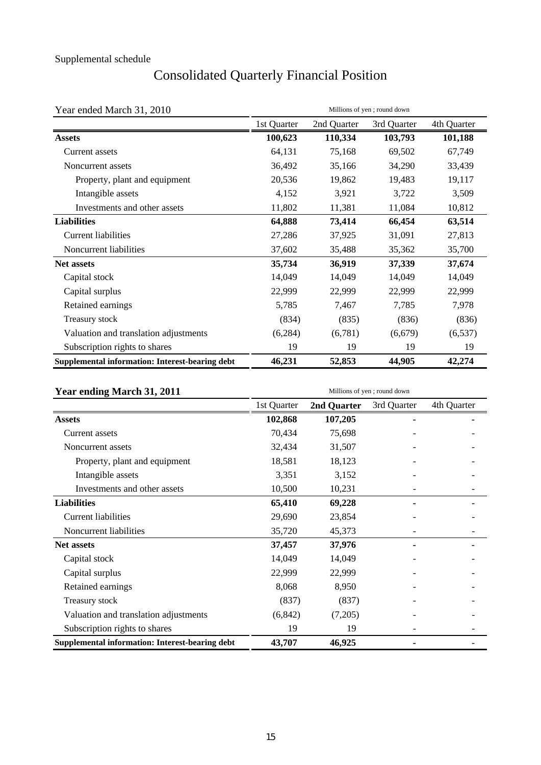Supplemental schedule

# Consolidated Quarterly Financial Position

Year ended March 31, 2010

Millions of yen ; round down

| | 1st Quarter | 2nd Quarter | 3rd Quarter | 4th Quarter |
|---|---|---|---|---|
| **Assets** | **100,623** | **110,334** | **103,793** | **101,188** |
| Current assets | 64,131 | 75,168 | 69,502 | 67,749 |
| Noncurrent assets | 36,492 | 35,166 | 34,290 | 33,439 |
| Property, plant and equipment | 20,536 | 19,862 | 19,483 | 19,117 |
| Intangible assets | 4,152 | 3,921 | 3,722 | 3,509 |
| Investments and other assets | 11,802 | 11,381 | 11,084 | 10,812 |
| **Liabilities** | **64,888** | **73,414** | **66,454** | **63,514** |
| Current liabilities | 27,286 | 37,925 | 31,091 | 27,813 |
| Noncurrent liabilities | 37,602 | 35,488 | 35,362 | 35,700 |
| **Net assets** | **35,734** | **36,919** | **37,339** | **37,674** |
| Capital stock | 14,049 | 14,049 | 14,049 | 14,049 |
| Capital surplus | 22,999 | 22,999 | 22,999 | 22,999 |
| Retained earnings | 5,785 | 7,467 | 7,785 | 7,978 |
| Treasury stock | (834) | (835) | (836) | (836) |
| Valuation and translation adjustments | (6,284) | (6,781) | (6,679) | (6,537) |
| Subscription rights to shares | 19 | 19 | 19 | 19 |
| **Supplemental information: Interest-bearing debt** | **46,231** | **52,853** | **44,905** | **42,274** |

**Year ending March 31, 2011**

Millions of yen ; round down

| | 1st Quarter | **2nd Quarter** | 3rd Quarter | 4th Quarter |
|---|---|---|---|---|
| **Assets** | **102,868** | **107,205** | **-** | **-** |
| Current assets | 70,434 | 75,698 | - | - |
| Noncurrent assets | 32,434 | 31,507 | - | - |
| Property, plant and equipment | 18,581 | 18,123 | - | - |
| Intangible assets | 3,351 | 3,152 | - | - |
| Investments and other assets | 10,500 | 10,231 | - | - |
| **Liabilities** | **65,410** | **69,228** | **-** | **-** |
| Current liabilities | 29,690 | 23,854 | - | - |
| Noncurrent liabilities | 35,720 | 45,373 | - | - |
| **Net assets** | **37,457** | **37,976** | **-** | **-** |
| Capital stock | 14,049 | 14,049 | - | - |
| Capital surplus | 22,999 | 22,999 | - | - |
| Retained earnings | 8,068 | 8,950 | - | - |
| Treasury stock | (837) | (837) | - | - |
| Valuation and translation adjustments | (6,842) | (7,205) | - | - |
| Subscription rights to shares | 19 | 19 | - | - |
| **Supplemental information: Interest-bearing debt** | **43,707** | **46,925** | **-** | **-** |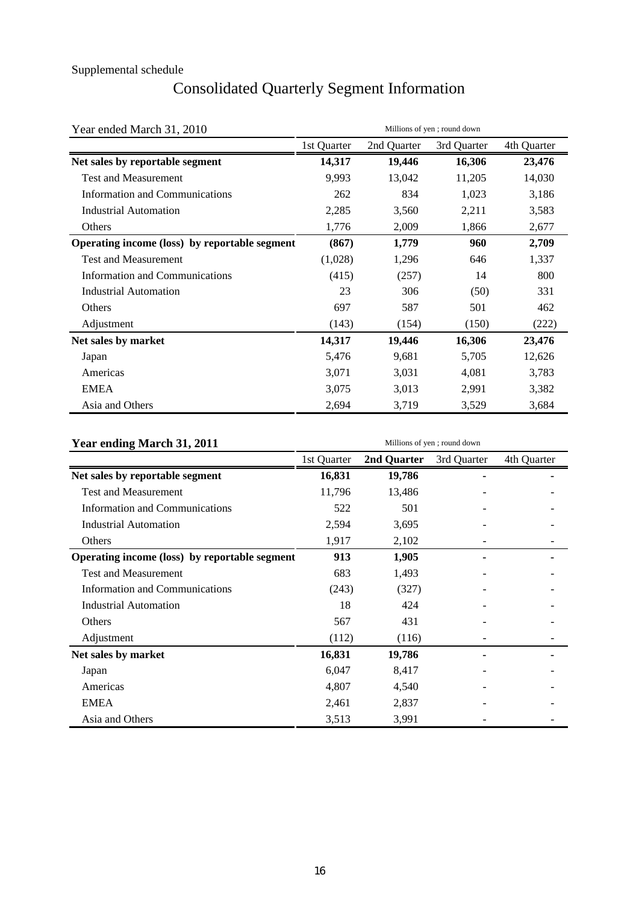Supplemental schedule

# Consolidated Quarterly Segment Information

Year ended March 31, 2010

Millions of yen ; round down

| | 1st Quarter | 2nd Quarter | 3rd Quarter | 4th Quarter |
|---|---|---|---|---|
| **Net sales by reportable segment** | **14,317** | **19,446** | **16,306** | **23,476** |
| Test and Measurement | 9,993 | 13,042 | 11,205 | 14,030 |
| Information and Communications | 262 | 834 | 1,023 | 3,186 |
| Industrial Automation | 2,285 | 3,560 | 2,211 | 3,583 |
| Others | 1,776 | 2,009 | 1,866 | 2,677 |
| **Operating income (loss) by reportable segment** | **(867)** | **1,779** | **960** | **2,709** |
| Test and Measurement | (1,028) | 1,296 | 646 | 1,337 |
| Information and Communications | (415) | (257) | 14 | 800 |
| Industrial Automation | 23 | 306 | (50) | 331 |
| Others | 697 | 587 | 501 | 462 |
| Adjustment | (143) | (154) | (150) | (222) |
| **Net sales by market** | **14,317** | **19,446** | **16,306** | **23,476** |
| Japan | 5,476 | 9,681 | 5,705 | 12,626 |
| Americas | 3,071 | 3,031 | 4,081 | 3,783 |
| EMEA | 3,075 | 3,013 | 2,991 | 3,382 |
| Asia and Others | 2,694 | 3,719 | 3,529 | 3,684 |

**Year ending March 31, 2011**

Millions of yen ; round down

| | 1st Quarter | **2nd Quarter** | 3rd Quarter | 4th Quarter |
|---|---|---|---|---|
| **Net sales by reportable segment** | **16,831** | **19,786** | **-** | **-** |
| Test and Measurement | 11,796 | 13,486 | - | - |
| Information and Communications | 522 | 501 | - | - |
| Industrial Automation | 2,594 | 3,695 | - | - |
| Others | 1,917 | 2,102 | - | - |
| **Operating income (loss) by reportable segment** | **913** | **1,905** | **-** | **-** |
| Test and Measurement | 683 | 1,493 | - | - |
| Information and Communications | (243) | (327) | - | - |
| Industrial Automation | 18 | 424 | - | - |
| Others | 567 | 431 | - | - |
| Adjustment | (112) | (116) | - | - |
| **Net sales by market** | **16,831** | **19,786** | **-** | **-** |
| Japan | 6,047 | 8,417 | - | - |
| Americas | 4,807 | 4,540 | - | - |
| EMEA | 2,461 | 2,837 | - | - |
| Asia and Others | 3,513 | 3,991 | - | - |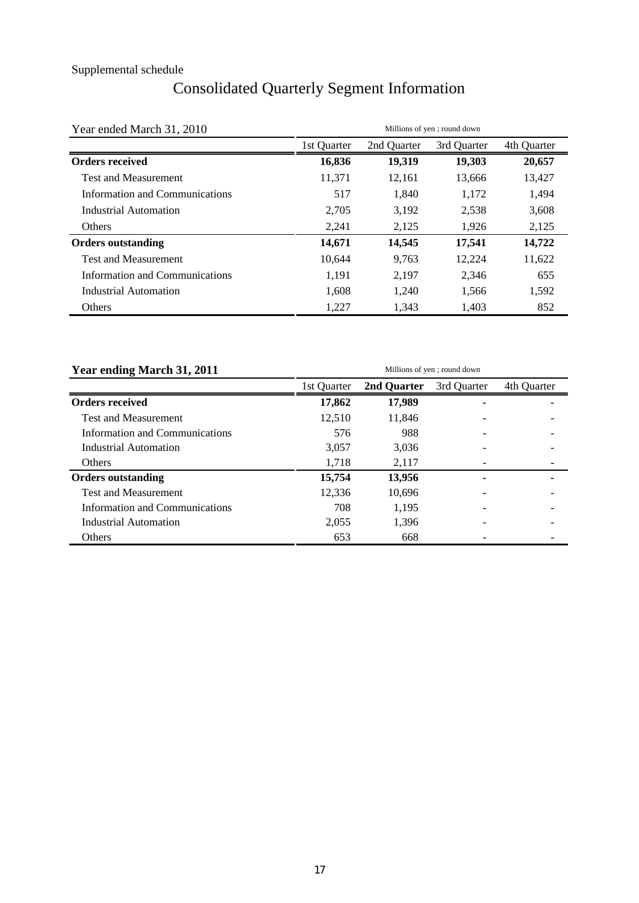Supplemental schedule

# Consolidated Quarterly Segment Information

Year ended March 31, 2010

Millions of yen ; round down

| | 1st Quarter | 2nd Quarter | 3rd Quarter | 4th Quarter |
|---|---|---|---|---|
| **Orders received** | **16,836** | **19,319** | **19,303** | **20,657** |
| Test and Measurement | 11,371 | 12,161 | 13,666 | 13,427 |
| Information and Communications | 517 | 1,840 | 1,172 | 1,494 |
| Industrial Automation | 2,705 | 3,192 | 2,538 | 3,608 |
| Others | 2,241 | 2,125 | 1,926 | 2,125 |
| **Orders outstanding** | **14,671** | **14,545** | **17,541** | **14,722** |
| Test and Measurement | 10,644 | 9,763 | 12,224 | 11,622 |
| Information and Communications | 1,191 | 2,197 | 2,346 | 655 |
| Industrial Automation | 1,608 | 1,240 | 1,566 | 1,592 |
| Others | 1,227 | 1,343 | 1,403 | 852 |

**Year ending March 31, 2011**

Millions of yen ; round down

| | 1st Quarter | **2nd Quarter** | 3rd Quarter | 4th Quarter |
|---|---|---|---|---|
| **Orders received** | **17,862** | **17,989** | **-** | **-** |
| Test and Measurement | 12,510 | 11,846 | - | - |
| Information and Communications | 576 | 988 | - | - |
| Industrial Automation | 3,057 | 3,036 | - | - |
| Others | 1,718 | 2,117 | - | - |
| **Orders outstanding** | **15,754** | **13,956** | **-** | **-** |
| Test and Measurement | 12,336 | 10,696 | - | - |
| Information and Communications | 708 | 1,195 | - | - |
| Industrial Automation | 2,055 | 1,396 | - | - |
| Others | 653 | 668 | - | - |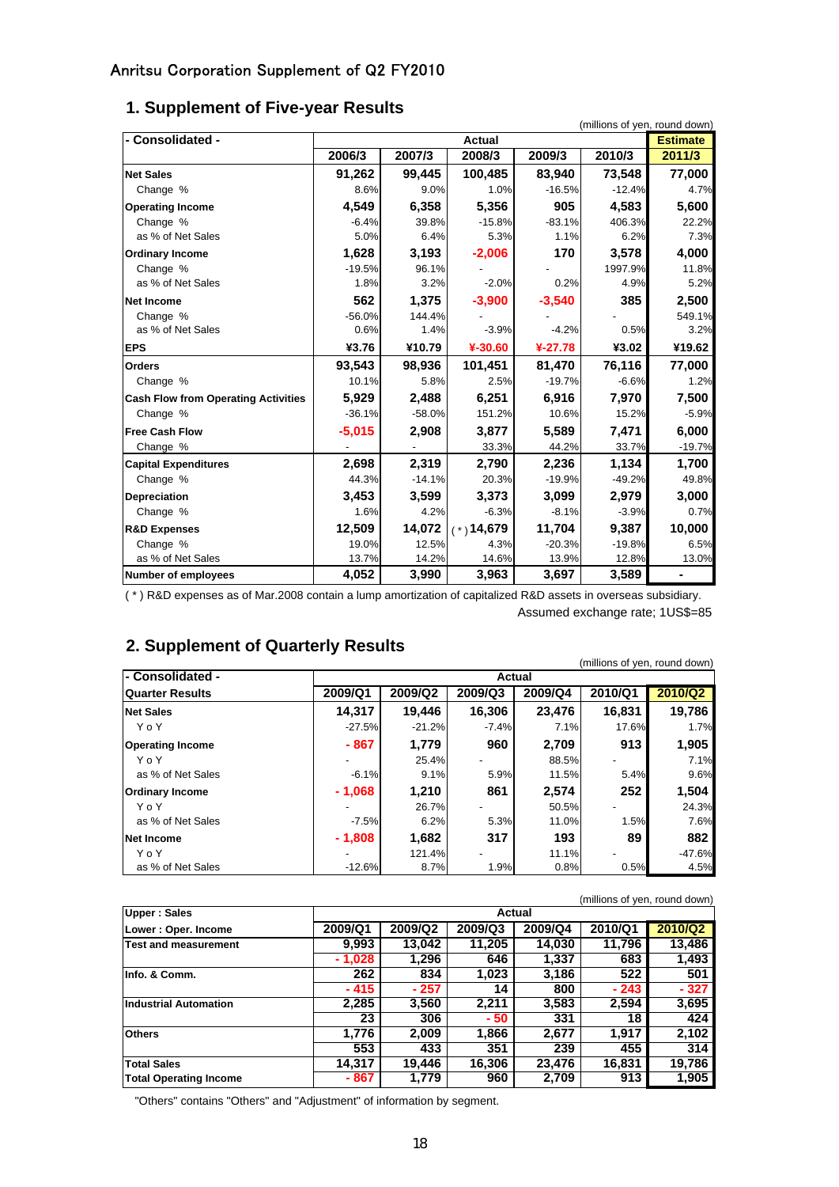Anritsu Corporation Supplement of Q2 FY2010

## 1. Supplement of Five-year Results

(millions of yen, round down)

| - Consolidated - | Actual | | | | | Estimate |
|---|---|---|---|---|---|---|
| | 2006/3 | 2007/3 | 2008/3 | 2009/3 | 2010/3 | 2011/3 |
| **Net Sales** | **91,262** | **99,445** | **100,485** | **83,940** | **73,548** | **77,000** |
| Change % | 8.6% | 9.0% | 1.0% | -16.5% | -12.4% | 4.7% |
| **Operating Income** | **4,549** | **6,358** | **5,356** | **905** | **4,583** | **5,600** |
| Change % | -6.4% | 39.8% | -15.8% | -83.1% | 406.3% | 22.2% |
| as % of Net Sales | 5.0% | 6.4% | 5.3% | 1.1% | 6.2% | 7.3% |
| **Ordinary Income** | **1,628** | **3,193** | **-2,006** | **170** | **3,578** | **4,000** |
| Change % | -19.5% | 96.1% | - | - | 1997.9% | 11.8% |
| as % of Net Sales | 1.8% | 3.2% | -2.0% | 0.2% | 4.9% | 5.2% |
| **Net Income** | **562** | **1,375** | **-3,900** | **-3,540** | **385** | **2,500** |
| Change % | -56.0% | 144.4% | - | - | - | 549.1% |
| as % of Net Sales | 0.6% | 1.4% | -3.9% | -4.2% | 0.5% | 3.2% |
| **EPS** | **¥3.76** | **¥10.79** | **¥-30.60** | **¥-27.78** | **¥3.02** | **¥19.62** |
| **Orders** | **93,543** | **98,936** | **101,451** | **81,470** | **76,116** | **77,000** |
| Change % | 10.1% | 5.8% | 2.5% | -19.7% | -6.6% | 1.2% |
| **Cash Flow from Operating Activities** | **5,929** | **2,488** | **6,251** | **6,916** | **7,970** | **7,500** |
| Change % | -36.1% | -58.0% | 151.2% | 10.6% | 15.2% | -5.9% |
| **Free Cash Flow** | **-5,015** | **2,908** | **3,877** | **5,589** | **7,471** | **6,000** |
| Change % | - | - | 33.3% | 44.2% | 33.7% | -19.7% |
| **Capital Expenditures** | **2,698** | **2,319** | **2,790** | **2,236** | **1,134** | **1,700** |
| Change % | 44.3% | -14.1% | 20.3% | -19.9% | -49.2% | 49.8% |
| **Depreciation** | **3,453** | **3,599** | **3,373** | **3,099** | **2,979** | **3,000** |
| Change % | 1.6% | 4.2% | -6.3% | -8.1% | -3.9% | 0.7% |
| **R&D Expenses** | **12,509** | **14,072** | (*) **14,679** | **11,704** | **9,387** | **10,000** |
| Change % | 19.0% | 12.5% | 4.3% | -20.3% | -19.8% | 6.5% |
| as % of Net Sales | 13.7% | 14.2% | 14.6% | 13.9% | 12.8% | 13.0% |
| **Number of employees** | **4,052** | **3,990** | **3,963** | **3,697** | **3,589** | - |

( * ) R&D expenses as of Mar.2008 contain a lump amortization of capitalized R&D assets in overseas subsidiary.

Assumed exchange rate; 1US$=85

## 2. Supplement of Quarterly Results

(millions of yen, round down)

| - Consolidated - | Actual | | | | | |
|---|---|---|---|---|---|---|
| **Quarter Results** | 2009/Q1 | 2009/Q2 | 2009/Q3 | 2009/Q4 | 2010/Q1 | 2010/Q2 |
| **Net Sales** | **14,317** | **19,446** | **16,306** | **23,476** | **16,831** | **19,786** |
| YoY | -27.5% | -21.2% | -7.4% | 7.1% | 17.6% | 1.7% |
| **Operating Income** | **- 867** | **1,779** | **960** | **2,709** | **913** | **1,905** |
| YoY | - | 25.4% | - | 88.5% | - | 7.1% |
| as % of Net Sales | -6.1% | 9.1% | 5.9% | 11.5% | 5.4% | 9.6% |
| **Ordinary Income** | **- 1,068** | **1,210** | **861** | **2,574** | **252** | **1,504** |
| YoY | - | 26.7% | - | 50.5% | - | 24.3% |
| as % of Net Sales | -7.5% | 6.2% | 5.3% | 11.0% | 1.5% | 7.6% |
| **Net Income** | **- 1,808** | **1,682** | **317** | **193** | **89** | **882** |
| YoY | - | 121.4% | - | 11.1% | - | -47.6% |
| as % of Net Sales | -12.6% | 8.7% | 1.9% | 0.8% | 0.5% | 4.5% |

(millions of yen, round down)

| **Upper : Sales** | Actual | | | | | |
|---|---|---|---|---|---|---|
| **Lower : Oper. Income** | 2009/Q1 | 2009/Q2 | 2009/Q3 | 2009/Q4 | 2010/Q1 | 2010/Q2 |
| **Test and measurement** | 9,993 | 13,042 | 11,205 | 14,030 | 11,796 | 13,486 |
| | - 1,028 | 1,296 | 646 | 1,337 | 683 | 1,493 |
| **Info. & Comm.** | 262 | 834 | 1,023 | 3,186 | 522 | 501 |
| | - 415 | - 257 | 14 | 800 | - 243 | - 327 |
| **Industrial Automation** | 2,285 | 3,560 | 2,211 | 3,583 | 2,594 | 3,695 |
| | 23 | 306 | - 50 | 331 | 18 | 424 |
| **Others** | 1,776 | 2,009 | 1,866 | 2,677 | 1,917 | 2,102 |
| | 553 | 433 | 351 | 239 | 455 | 314 |
| **Total Sales** | 14,317 | 19,446 | 16,306 | 23,476 | 16,831 | 19,786 |
| **Total Operating Income** | - 867 | 1,779 | 960 | 2,709 | 913 | 1,905 |

"Others" contains "Others" and "Adjustment" of information by segment.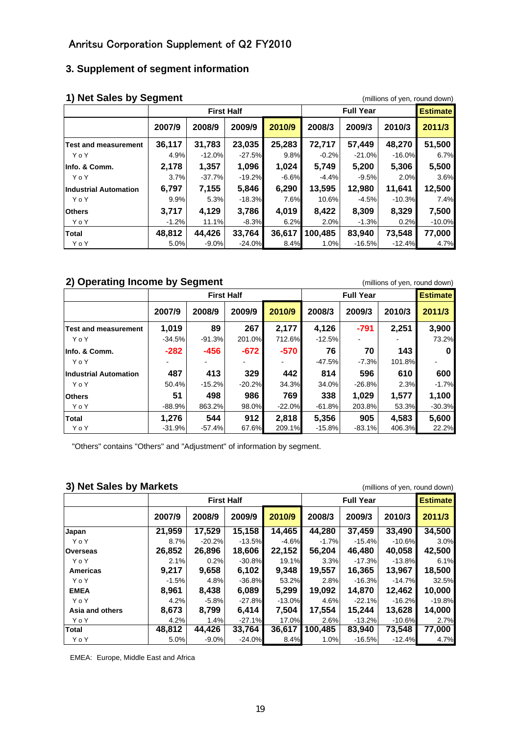Anritsu Corporation Supplement of Q2 FY2010

## 3. Supplement of segment information

### 1) Net Sales by Segment

(millions of yen, round down)

| | First Half | | | | Full Year | | | Estimate |
|---|---|---|---|---|---|---|---|---|
| | 2007/9 | 2008/9 | 2009/9 | 2010/9 | 2008/3 | 2009/3 | 2010/3 | 2011/3 |
| **Test and measurement** | **36,117** | **31,783** | **23,035** | **25,283** | **72,717** | **57,449** | **48,270** | **51,500** |
| YoY | 4.9% | -12.0% | -27.5% | 9.8% | -0.2% | -21.0% | -16.0% | 6.7% |
| **Info. & Comm.** | **2,178** | **1,357** | **1,096** | **1,024** | **5,749** | **5,200** | **5,306** | **5,500** |
| YoY | 3.7% | -37.7% | -19.2% | -6.6% | -4.4% | -9.5% | 2.0% | 3.6% |
| **Industrial Automation** | **6,797** | **7,155** | **5,846** | **6,290** | **13,595** | **12,980** | **11,641** | **12,500** |
| YoY | 9.9% | 5.3% | -18.3% | 7.6% | 10.6% | -4.5% | -10.3% | 7.4% |
| **Others** | **3,717** | **4,129** | **3,786** | **4,019** | **8,422** | **8,309** | **8,329** | **7,500** |
| YoY | -1.2% | 11.1% | -8.3% | 6.2% | 2.0% | -1.3% | 0.2% | -10.0% |
| **Total** | **48,812** | **44,426** | **33,764** | **36,617** | **100,485** | **83,940** | **73,548** | **77,000** |
| YoY | 5.0% | -9.0% | -24.0% | 8.4% | 1.0% | -16.5% | -12.4% | 4.7% |

### 2) Operating Income by Segment

(millions of yen, round down)

| | First Half | | | | Full Year | | | Estimate |
|---|---|---|---|---|---|---|---|---|
| | 2007/9 | 2008/9 | 2009/9 | 2010/9 | 2008/3 | 2009/3 | 2010/3 | 2011/3 |
| **Test and measurement** | **1,019** | **89** | **267** | **2,177** | **4,126** | **-791** | **2,251** | **3,900** |
| YoY | -34.5% | -91.3% | 201.0% | 712.6% | -12.5% | - | - | 73.2% |
| **Info. & Comm.** | **-282** | **-456** | **-672** | **-570** | **76** | **70** | **143** | **0** |
| YoY | - | - | - | - | -47.5% | -7.3% | 101.8% | - |
| **Industrial Automation** | **487** | **413** | **329** | **442** | **814** | **596** | **610** | **600** |
| YoY | 50.4% | -15.2% | -20.2% | 34.3% | 34.0% | -26.8% | 2.3% | -1.7% |
| **Others** | **51** | **498** | **986** | **769** | **338** | **1,029** | **1,577** | **1,100** |
| YoY | -88.9% | 863.2% | 98.0% | -22.0% | -61.8% | 203.8% | 53.3% | -30.3% |
| **Total** | **1,276** | **544** | **912** | **2,818** | **5,356** | **905** | **4,583** | **5,600** |
| YoY | -31.9% | -57.4% | 67.6% | 209.1% | -15.8% | -83.1% | 406.3% | 22.2% |

"Others" contains "Others" and "Adjustment" of information by segment.

### 3) Net Sales by Markets

(millions of yen, round down)

| | First Half | | | | Full Year | | | Estimate |
|---|---|---|---|---|---|---|---|---|
| | 2007/9 | 2008/9 | 2009/9 | 2010/9 | 2008/3 | 2009/3 | 2010/3 | 2011/3 |
| **Japan** | **21,959** | **17,529** | **15,158** | **14,465** | **44,280** | **37,459** | **33,490** | **34,500** |
| YoY | 8.7% | -20.2% | -13.5% | -4.6% | -1.7% | -15.4% | -10.6% | 3.0% |
| **Overseas** | **26,852** | **26,896** | **18,606** | **22,152** | **56,204** | **46,480** | **40,058** | **42,500** |
| YoY | 2.1% | 0.2% | -30.8% | 19.1% | 3.3% | -17.3% | -13.8% | 6.1% |
| **Americas** | **9,217** | **9,658** | **6,102** | **9,348** | **19,557** | **16,365** | **13,967** | **18,500** |
| YoY | -1.5% | 4.8% | -36.8% | 53.2% | 2.8% | -16.3% | -14.7% | 32.5% |
| **EMEA** | **8,961** | **8,438** | **6,089** | **5,299** | **19,092** | **14,870** | **12,462** | **10,000** |
| YoY | 4.2% | -5.8% | -27.8% | -13.0% | 4.6% | -22.1% | -16.2% | -19.8% |
| **Asia and others** | **8,673** | **8,799** | **6,414** | **7,504** | **17,554** | **15,244** | **13,628** | **14,000** |
| YoY | 4.2% | 1.4% | -27.1% | 17.0% | 2.6% | -13.2% | -10.6% | 2.7% |
| **Total** | **48,812** | **44,426** | **33,764** | **36,617** | **100,485** | **83,940** | **73,548** | **77,000** |
| YoY | 5.0% | -9.0% | -24.0% | 8.4% | 1.0% | -16.5% | -12.4% | 4.7% |

EMEA: Europe, Middle East and Africa